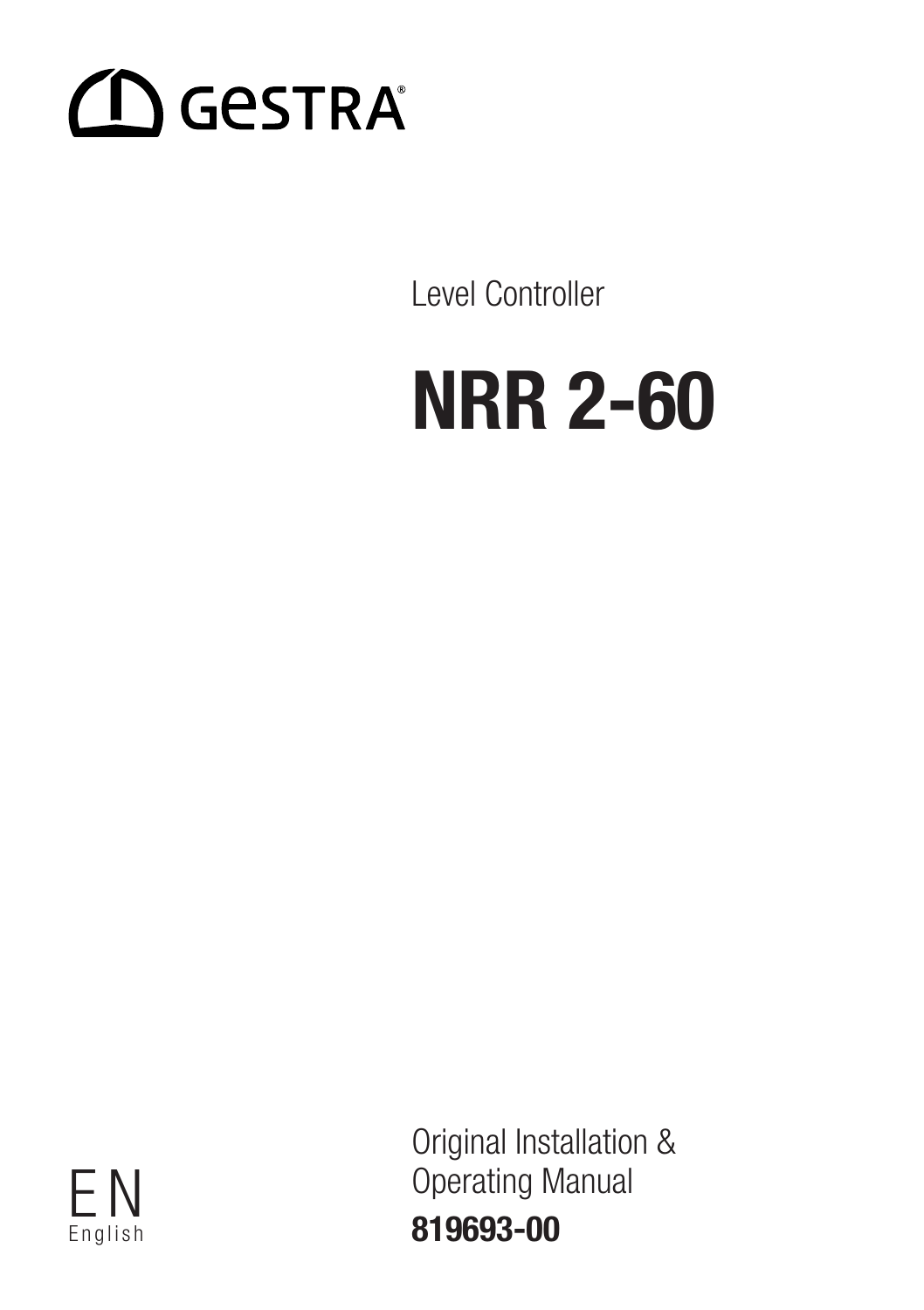GESTRA®

Level Controller

# NRR 2-60

Original Installation & Operating Manual

**819693-00**

EN
English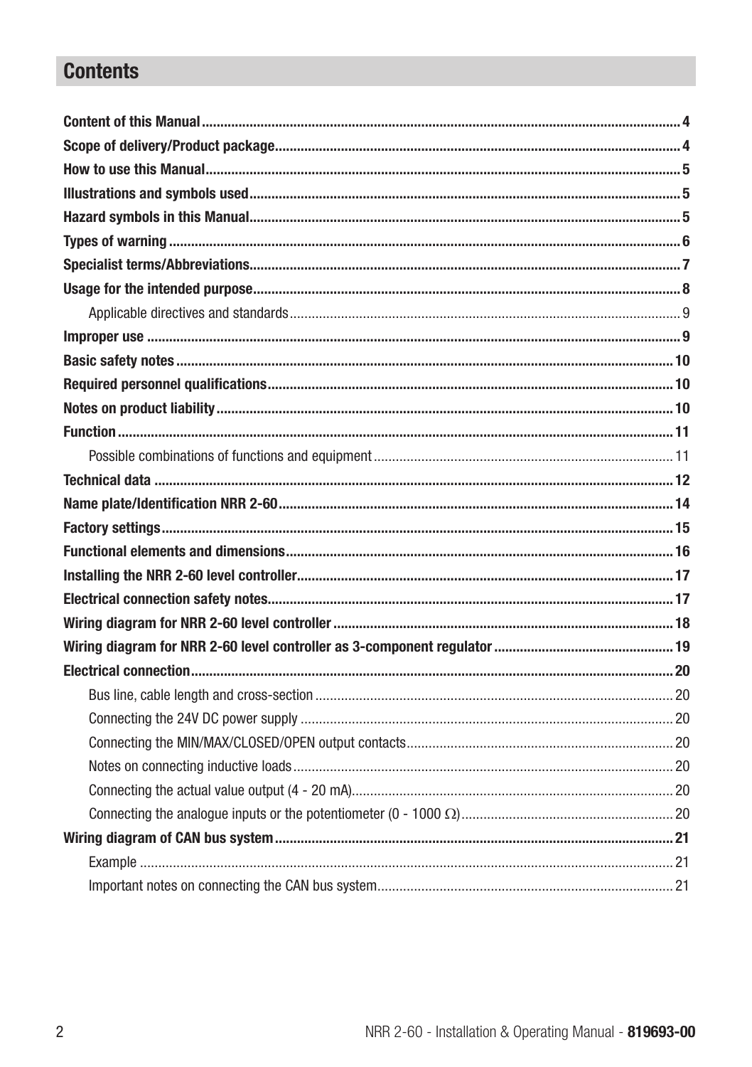# Contents

| | |
|---|---|
| **Content of this Manual** | **4** |
| **Scope of delivery/Product package** | **4** |
| **How to use this Manual** | **5** |
| **Illustrations and symbols used** | **5** |
| **Hazard symbols in this Manual** | **5** |
| **Types of warning** | **6** |
| **Specialist terms/Abbreviations** | **7** |
| **Usage for the intended purpose** | **8** |
| Applicable directives and standards | 9 |
| **Improper use** | **9** |
| **Basic safety notes** | **10** |
| **Required personnel qualifications** | **10** |
| **Notes on product liability** | **10** |
| **Function** | **11** |
| Possible combinations of functions and equipment | 11 |
| **Technical data** | **12** |
| **Name plate/Identification NRR 2-60** | **14** |
| **Factory settings** | **15** |
| **Functional elements and dimensions** | **16** |
| **Installing the NRR 2-60 level controller** | **17** |
| **Electrical connection safety notes** | **17** |
| **Wiring diagram for NRR 2-60 level controller** | **18** |
| **Wiring diagram for NRR 2-60 level controller as 3-component regulator** | **19** |
| **Electrical connection** | **20** |
| Bus line, cable length and cross-section | 20 |
| Connecting the 24V DC power supply | 20 |
| Connecting the MIN/MAX/CLOSED/OPEN output contacts | 20 |
| Notes on connecting inductive loads | 20 |
| Connecting the actual value output (4 - 20 mA) | 20 |
| Connecting the analogue inputs or the potentiometer (0 - 1000 Ω) | 20 |
| **Wiring diagram of CAN bus system** | **21** |
| Example | 21 |
| Important notes on connecting the CAN bus system | 21 |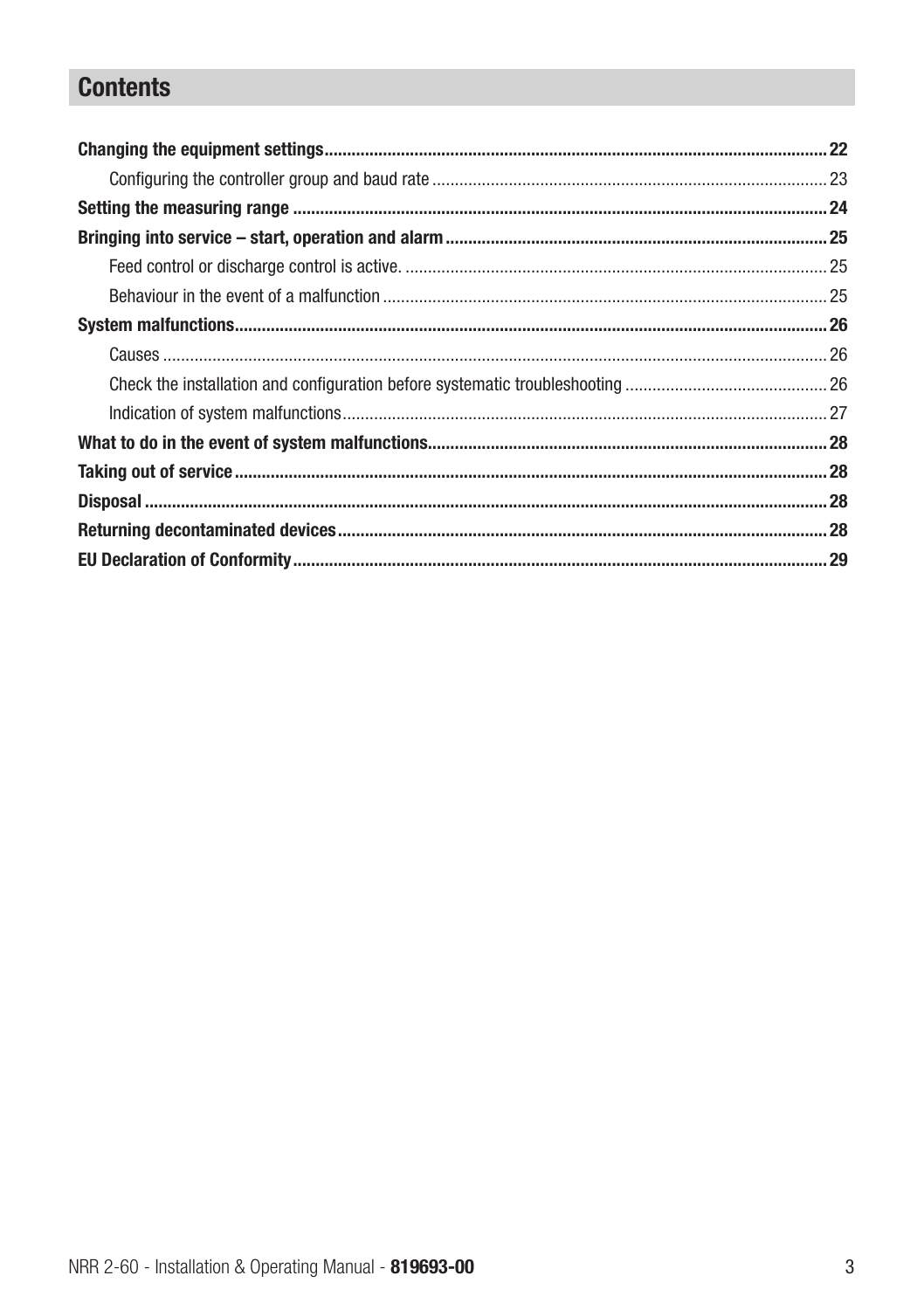## Contents

**Changing the equipment settings** ........ **22**
- Configuring the controller group and baud rate ........ 23

**Setting the measuring range** ........ **24**

**Bringing into service – start, operation and alarm** ........ **25**
- Feed control or discharge control is active. ........ 25
- Behaviour in the event of a malfunction ........ 25

**System malfunctions** ........ **26**
- Causes ........ 26
- Check the installation and configuration before systematic troubleshooting ........ 26
- Indication of system malfunctions ........ 27

**What to do in the event of system malfunctions** ........ **28**

**Taking out of service** ........ **28**

**Disposal** ........ **28**

**Returning decontaminated devices** ........ **28**

**EU Declaration of Conformity** ........ **29**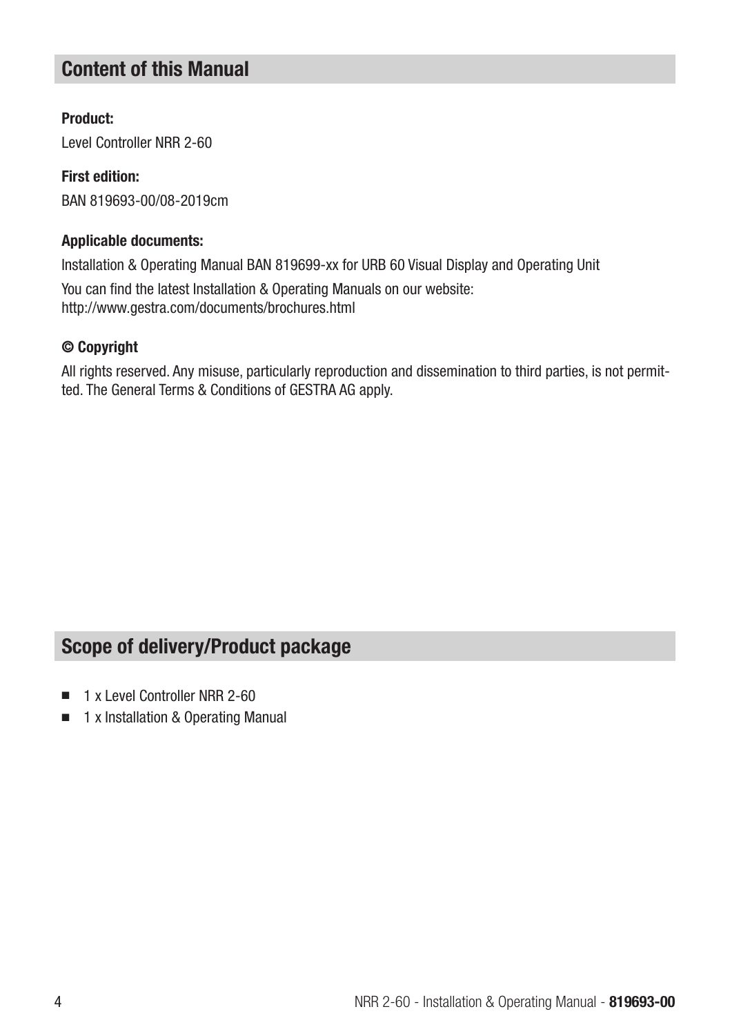## Content of this Manual

**Product:**

Level Controller NRR 2-60

**First edition:**

BAN 819693-00/08-2019cm

**Applicable documents:**

Installation & Operating Manual BAN 819699-xx for URB 60 Visual Display and Operating Unit

You can find the latest Installation & Operating Manuals on our website:
http://www.gestra.com/documents/brochures.html

**© Copyright**

All rights reserved. Any misuse, particularly reproduction and dissemination to third parties, is not permitted. The General Terms & Conditions of GESTRA AG apply.

## Scope of delivery/Product package

- 1 x Level Controller NRR 2-60
- 1 x Installation & Operating Manual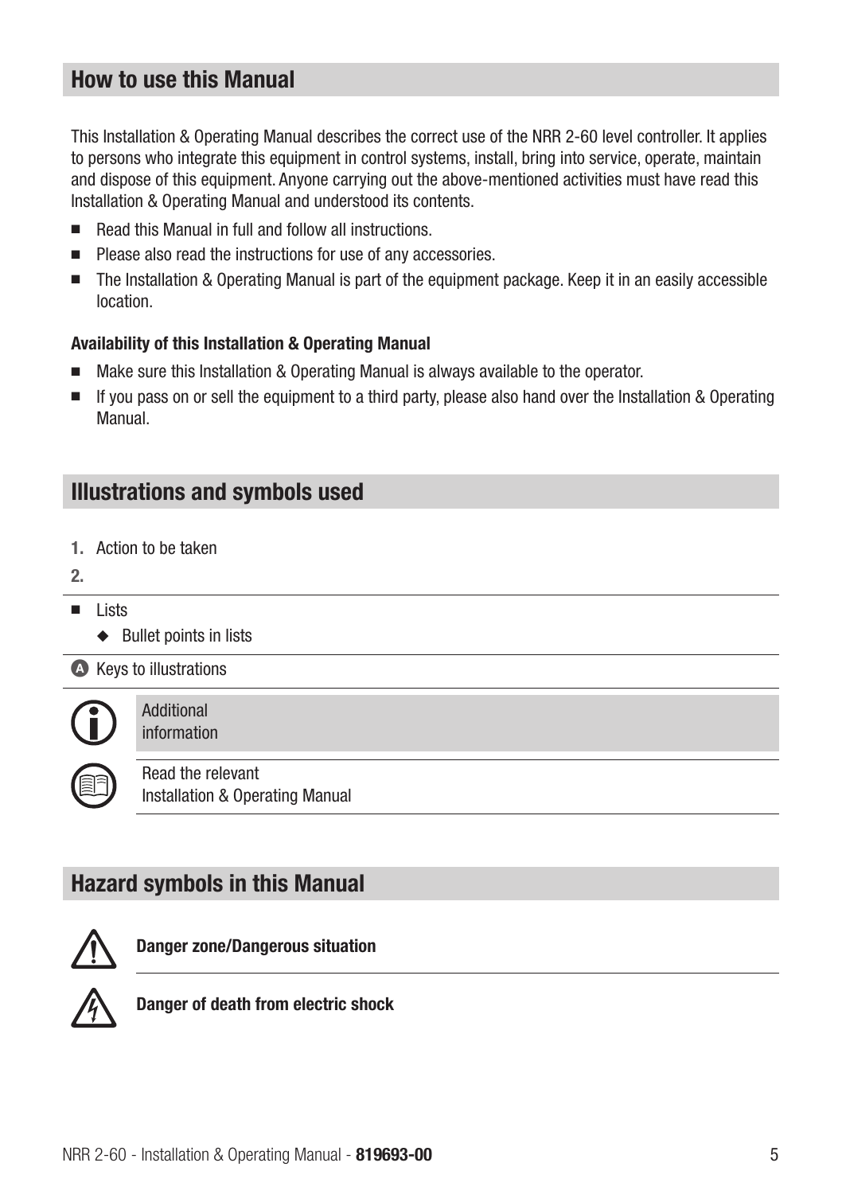## How to use this Manual

This Installation & Operating Manual describes the correct use of the NRR 2-60 level controller. It applies to persons who integrate this equipment in control systems, install, bring into service, operate, maintain and dispose of this equipment. Anyone carrying out the above-mentioned activities must have read this Installation & Operating Manual and understood its contents.

- Read this Manual in full and follow all instructions.
- Please also read the instructions for use of any accessories.
- The Installation & Operating Manual is part of the equipment package. Keep it in an easily accessible location.

**Availability of this Installation & Operating Manual**

- Make sure this Installation & Operating Manual is always available to the operator.
- If you pass on or sell the equipment to a third party, please also hand over the Installation & Operating Manual.

## Illustrations and symbols used

1. Action to be taken
2.

- Lists
  - Bullet points in lists

**A** Keys to illustrations

Additional information

Read the relevant Installation & Operating Manual

## Hazard symbols in this Manual

**Danger zone/Dangerous situation**

**Danger of death from electric shock**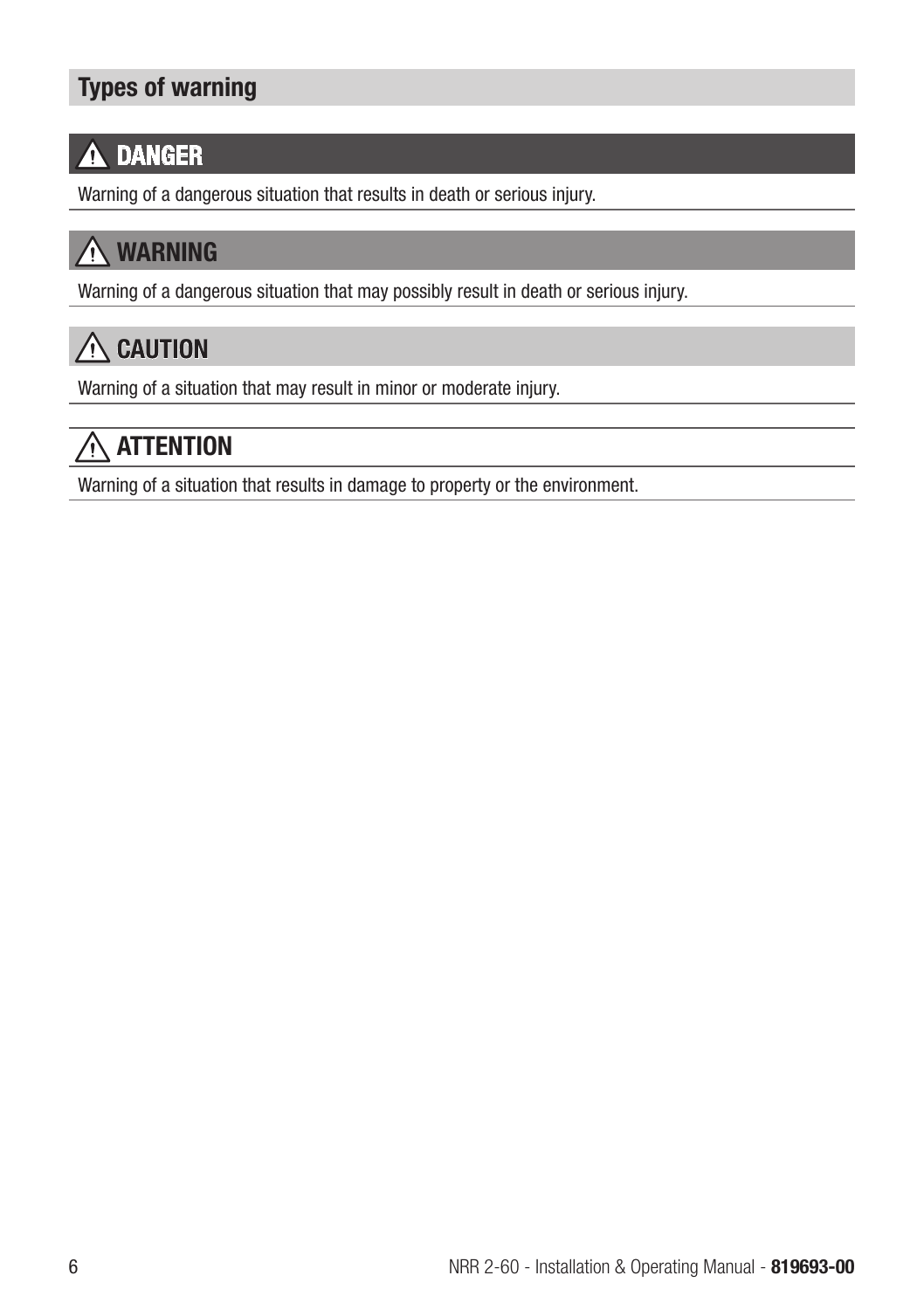## Types of warning

### ⚠ DANGER

Warning of a dangerous situation that results in death or serious injury.

### ⚠ WARNING

Warning of a dangerous situation that may possibly result in death or serious injury.

### ⚠ CAUTION

Warning of a situation that may result in minor or moderate injury.

### ⚠ ATTENTION

Warning of a situation that results in damage to property or the environment.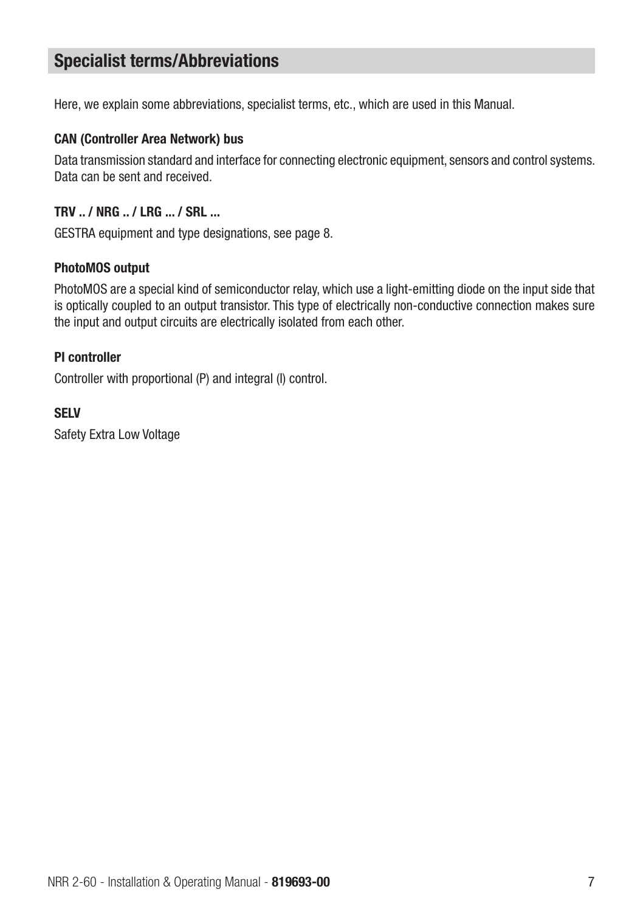## Specialist terms/Abbreviations

Here, we explain some abbreviations, specialist terms, etc., which are used in this Manual.

**CAN (Controller Area Network) bus**

Data transmission standard and interface for connecting electronic equipment, sensors and control systems. Data can be sent and received.

**TRV .. / NRG .. / LRG ... / SRL ...**

GESTRA equipment and type designations, see page 8.

**PhotoMOS output**

PhotoMOS are a special kind of semiconductor relay, which use a light-emitting diode on the input side that is optically coupled to an output transistor. This type of electrically non-conductive connection makes sure the input and output circuits are electrically isolated from each other.

**PI controller**

Controller with proportional (P) and integral (I) control.

**SELV**

Safety Extra Low Voltage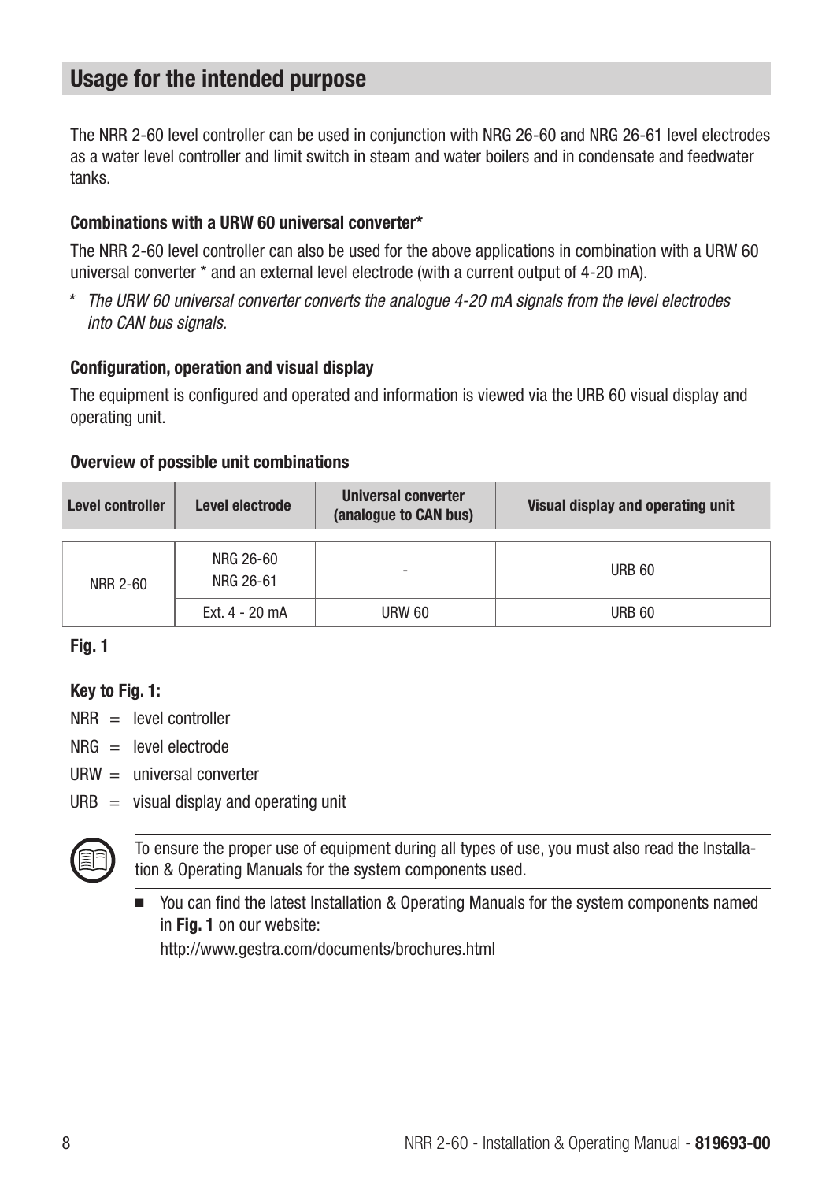## Usage for the intended purpose

The NRR 2-60 level controller can be used in conjunction with NRG 26-60 and NRG 26-61 level electrodes as a water level controller and limit switch in steam and water boilers and in condensate and feedwater tanks.

### Combinations with a URW 60 universal converter*

The NRR 2-60 level controller can also be used for the above applications in combination with a URW 60 universal converter * and an external level electrode (with a current output of 4-20 mA).

\* *The URW 60 universal converter converts the analogue 4-20 mA signals from the level electrodes into CAN bus signals.*

### Configuration, operation and visual display

The equipment is configured and operated and information is viewed via the URB 60 visual display and operating unit.

### Overview of possible unit combinations

| Level controller | Level electrode | Universal converter (analogue to CAN bus) | Visual display and operating unit |
|---|---|---|---|
| NRR 2-60 | NRG 26-60<br>NRG 26-61 | - | URB 60 |
| | Ext. 4 - 20 mA | URW 60 | URB 60 |

**Fig. 1**

**Key to Fig. 1:**

NRR = level controller

NRG = level electrode

URW = universal converter

URB = visual display and operating unit

To ensure the proper use of equipment during all types of use, you must also read the Installation & Operating Manuals for the system components used.

- You can find the latest Installation & Operating Manuals for the system components named in **Fig. 1** on our website:
  http://www.gestra.com/documents/brochures.html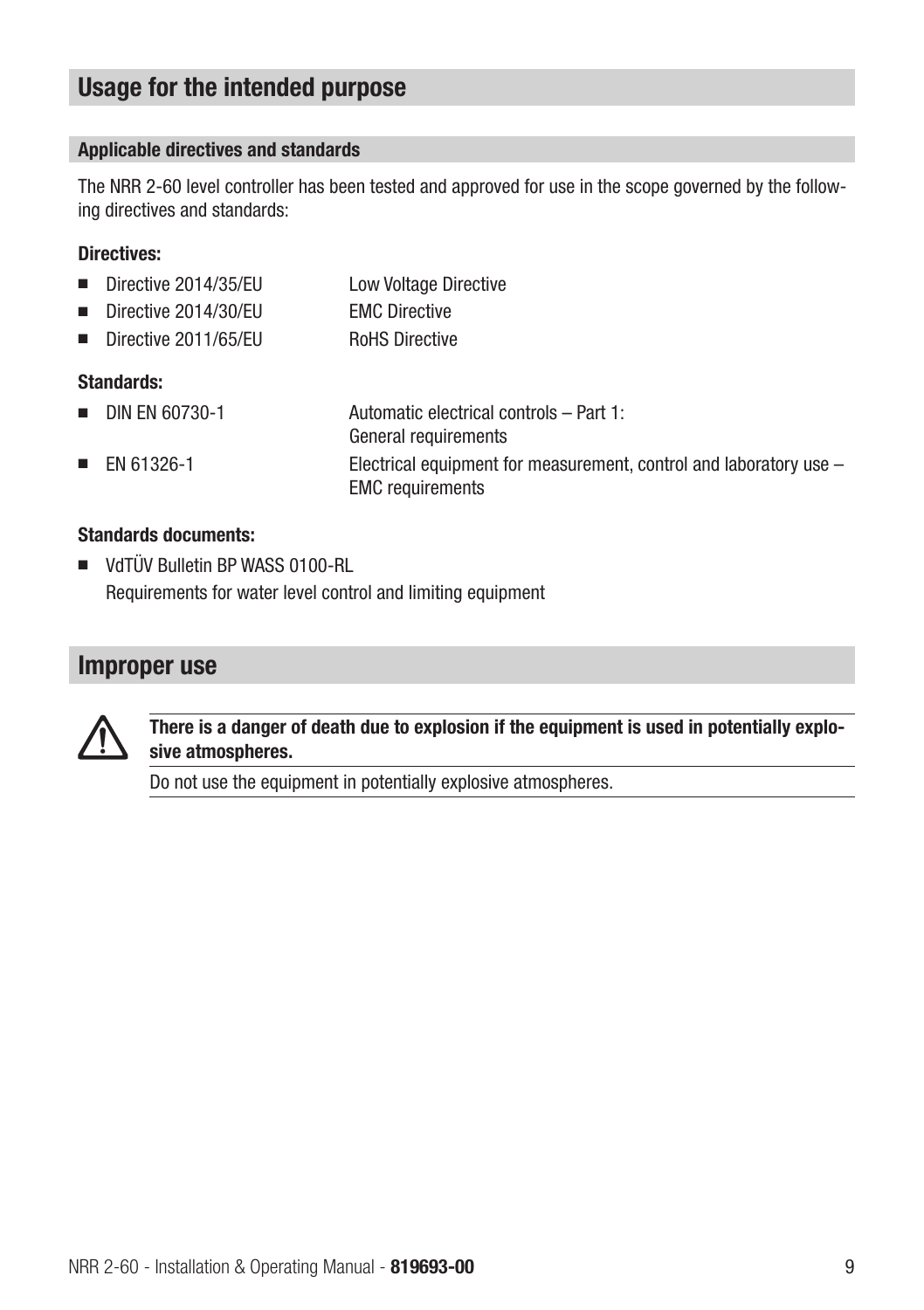## Usage for the intended purpose

### Applicable directives and standards

The NRR 2-60 level controller has been tested and approved for use in the scope governed by the following directives and standards:

**Directives:**

- Directive 2014/35/EU — Low Voltage Directive
- Directive 2014/30/EU — EMC Directive
- Directive 2011/65/EU — RoHS Directive

**Standards:**

- DIN EN 60730-1 — Automatic electrical controls – Part 1: General requirements
- EN 61326-1 — Electrical equipment for measurement, control and laboratory use – EMC requirements

**Standards documents:**

- VdTÜV Bulletin BP WASS 0100-RL
  Requirements for water level control and limiting equipment

## Improper use

⚠ **There is a danger of death due to explosion if the equipment is used in potentially explosive atmospheres.**

Do not use the equipment in potentially explosive atmospheres.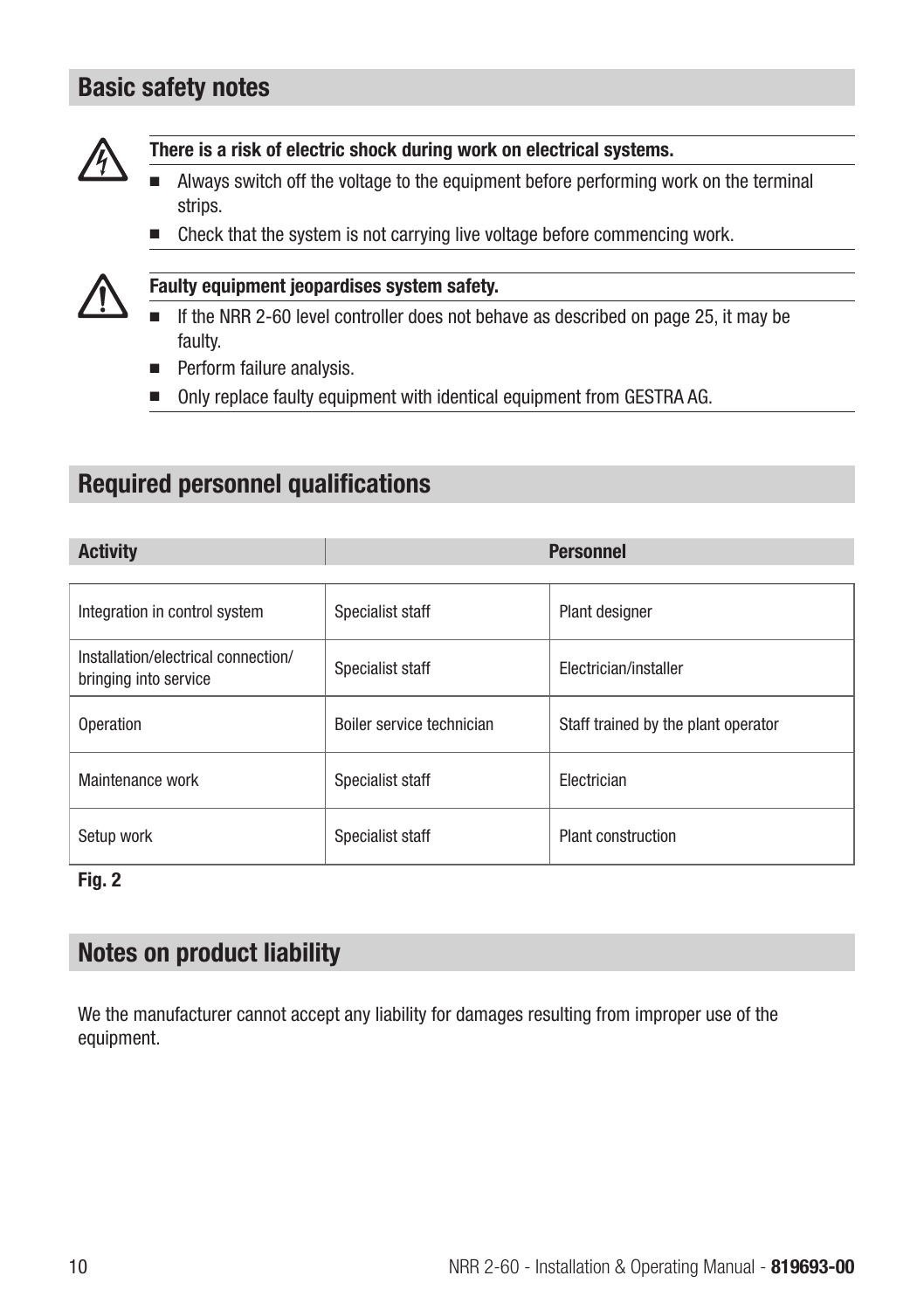## Basic safety notes

**There is a risk of electric shock during work on electrical systems.**

- Always switch off the voltage to the equipment before performing work on the terminal strips.
- Check that the system is not carrying live voltage before commencing work.

**Faulty equipment jeopardises system safety.**

- If the NRR 2-60 level controller does not behave as described on page 25, it may be faulty.
- Perform failure analysis.
- Only replace faulty equipment with identical equipment from GESTRA AG.

## Required personnel qualifications

| Activity | Personnel | |
|---|---|---|
| Integration in control system | Specialist staff | Plant designer |
| Installation/electrical connection/ bringing into service | Specialist staff | Electrician/installer |
| Operation | Boiler service technician | Staff trained by the plant operator |
| Maintenance work | Specialist staff | Electrician |
| Setup work | Specialist staff | Plant construction |

**Fig. 2**

## Notes on product liability

We the manufacturer cannot accept any liability for damages resulting from improper use of the equipment.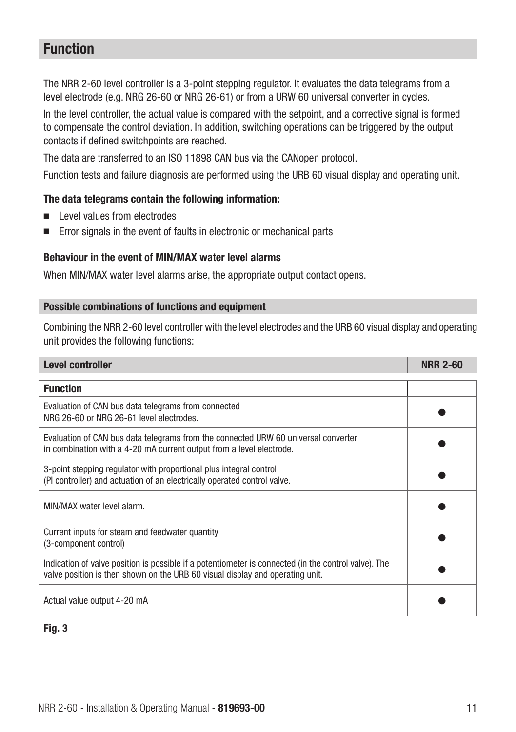# Function

The NRR 2-60 level controller is a 3-point stepping regulator. It evaluates the data telegrams from a level electrode (e.g. NRG 26-60 or NRG 26-61) or from a URW 60 universal converter in cycles.

In the level controller, the actual value is compared with the setpoint, and a corrective signal is formed to compensate the control deviation. In addition, switching operations can be triggered by the output contacts if defined switchpoints are reached.

The data are transferred to an ISO 11898 CAN bus via the CANopen protocol.

Function tests and failure diagnosis are performed using the URB 60 visual display and operating unit.

**The data telegrams contain the following information:**

- Level values from electrodes
- Error signals in the event of faults in electronic or mechanical parts

**Behaviour in the event of MIN/MAX water level alarms**

When MIN/MAX water level alarms arise, the appropriate output contact opens.

## Possible combinations of functions and equipment

Combining the NRR 2-60 level controller with the level electrodes and the URB 60 visual display and operating unit provides the following functions:

| Level controller | NRR 2-60 |
|---|---|
| **Function** | |
| Evaluation of CAN bus data telegrams from connected NRG 26-60 or NRG 26-61 level electrodes. | ● |
| Evaluation of CAN bus data telegrams from the connected URW 60 universal converter in combination with a 4-20 mA current output from a level electrode. | ● |
| 3-point stepping regulator with proportional plus integral control (PI controller) and actuation of an electrically operated control valve. | ● |
| MIN/MAX water level alarm. | ● |
| Current inputs for steam and feedwater quantity (3-component control) | ● |
| Indication of valve position is possible if a potentiometer is connected (in the control valve). The valve position is then shown on the URB 60 visual display and operating unit. | ● |
| Actual value output 4-20 mA | ● |

**Fig. 3**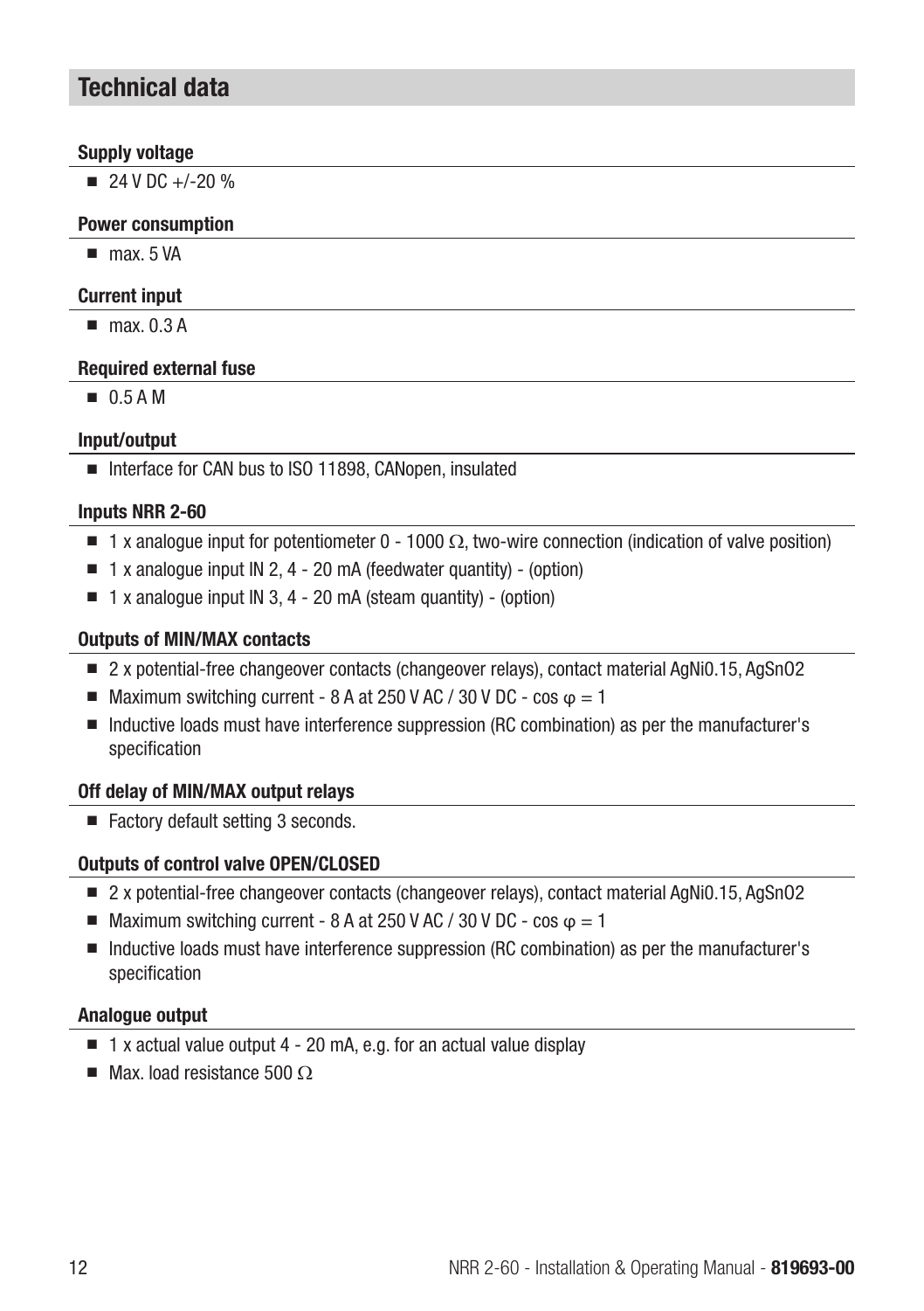## Technical data

### Supply voltage

- 24 V DC +/-20 %

### Power consumption

- max. 5 VA

### Current input

- max. 0.3 A

### Required external fuse

- 0.5 A M

### Input/output

- Interface for CAN bus to ISO 11898, CANopen, insulated

### Inputs NRR 2-60

- 1 x analogue input for potentiometer 0 - 1000 Ω, two-wire connection (indication of valve position)
- 1 x analogue input IN 2, 4 - 20 mA (feedwater quantity) - (option)
- 1 x analogue input IN 3, 4 - 20 mA (steam quantity) - (option)

### Outputs of MIN/MAX contacts

- 2 x potential-free changeover contacts (changeover relays), contact material AgNi0.15, $AgSnO_2$
- Maximum switching current - 8 A at 250 V AC / 30 V DC - $\cos \varphi = 1$
- Inductive loads must have interference suppression (RC combination) as per the manufacturer's specification

### Off delay of MIN/MAX output relays

- Factory default setting 3 seconds.

### Outputs of control valve OPEN/CLOSED

- 2 x potential-free changeover contacts (changeover relays), contact material AgNi0.15, $AgSnO_2$
- Maximum switching current - 8 A at 250 V AC / 30 V DC - $\cos \varphi = 1$
- Inductive loads must have interference suppression (RC combination) as per the manufacturer's specification

### Analogue output

- 1 x actual value output 4 - 20 mA, e.g. for an actual value display
- Max. load resistance 500 Ω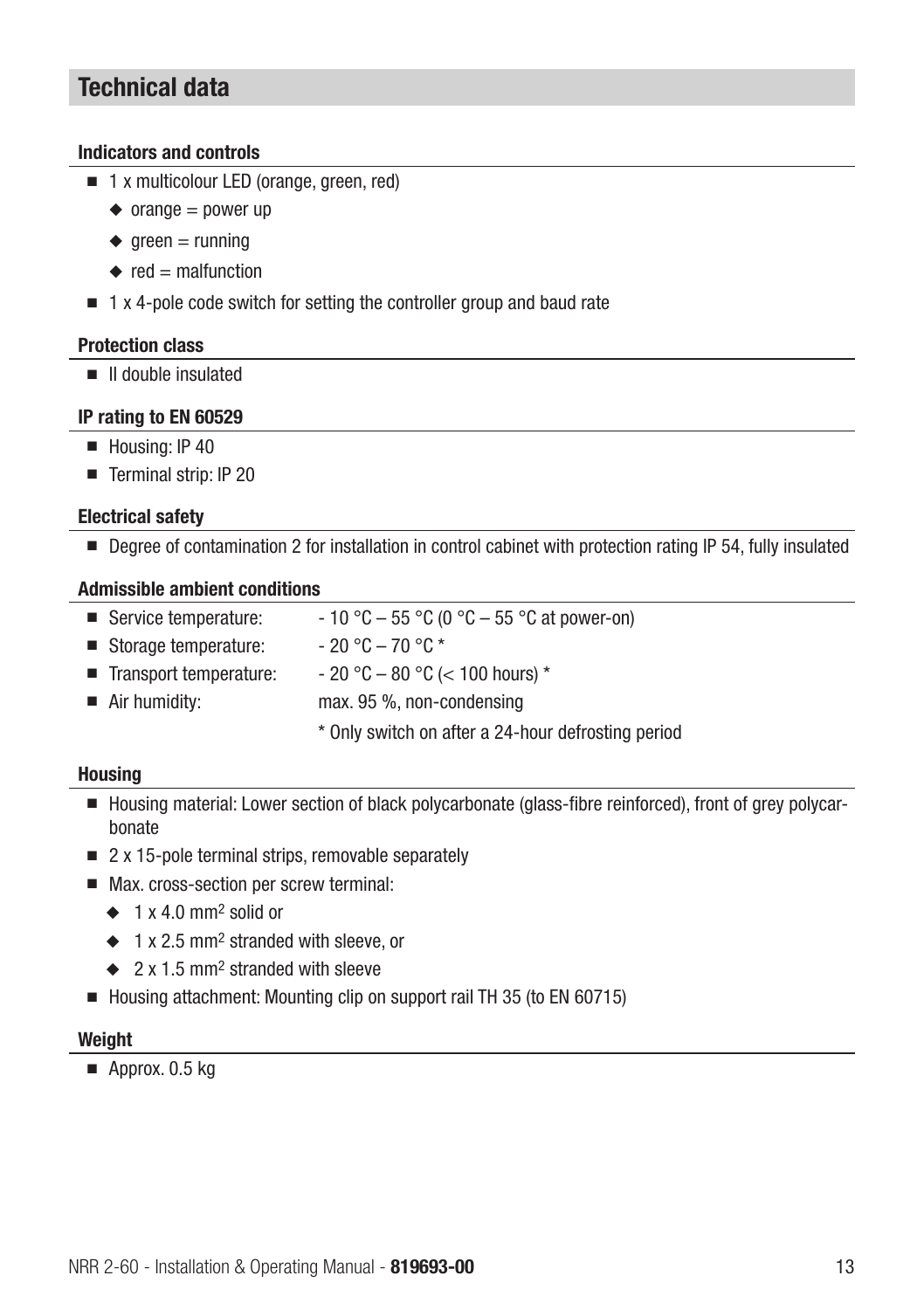## Technical data

### Indicators and controls

- 1 x multicolour LED (orange, green, red)
  - orange = power up
  - green = running
  - red = malfunction
- 1 x 4-pole code switch for setting the controller group and baud rate

### Protection class

- II double insulated

### IP rating to EN 60529

- Housing: IP 40
- Terminal strip: IP 20

### Electrical safety

- Degree of contamination 2 for installation in control cabinet with protection rating IP 54, fully insulated

### Admissible ambient conditions

- Service temperature: - 10 °C – 55 °C (0 °C – 55 °C at power-on)
- Storage temperature: - 20 °C – 70 °C *
- Transport temperature: - 20 °C – 80 °C (< 100 hours) *
- Air humidity: max. 95 %, non-condensing

\* Only switch on after a 24-hour defrosting period

### Housing

- Housing material: Lower section of black polycarbonate (glass-fibre reinforced), front of grey polycarbonate
- 2 x 15-pole terminal strips, removable separately
- Max. cross-section per screw terminal:
  - 1 x 4.0 mm$^2$ solid or
  - 1 x 2.5 mm$^2$ stranded with sleeve, or
  - 2 x 1.5 mm$^2$ stranded with sleeve
- Housing attachment: Mounting clip on support rail TH 35 (to EN 60715)

### Weight

- Approx. 0.5 kg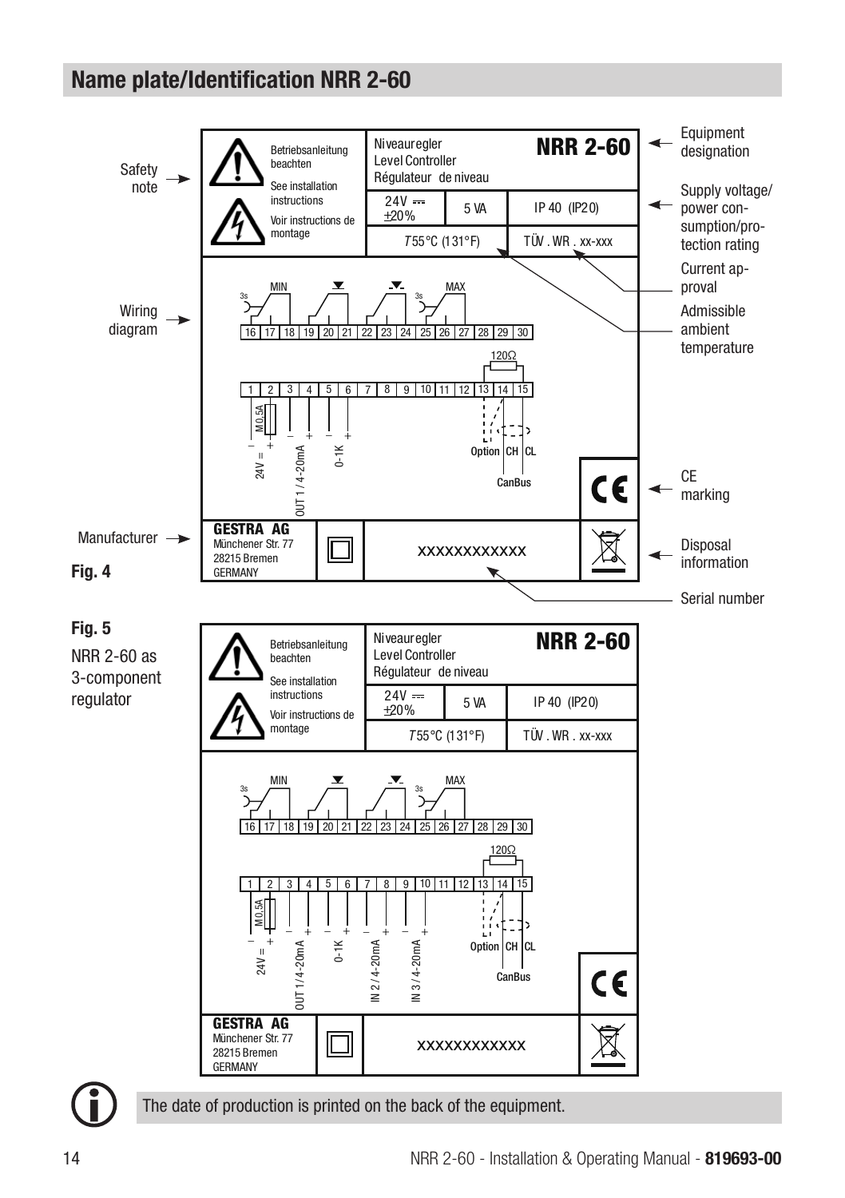## Name plate/Identification NRR 2-60

Safety note

Wiring diagram

Manufacturer

Equipment designation

Supply voltage/ power consumption/protection rating

Current approval

Admissible ambient temperature

CE marking

Disposal information

Serial number

| Betriebsanleitung beachten<br>See installation instructions<br>Voir instructions de montage | Niveauregler<br>Level Controller<br>Régulateur de niveau | | **NRR 2-60** |
|---|---|---|---|
| | 24V ⎓ ±20% | 5 VA | IP 40 (IP20) |
| | T55°C (131°F) | | TÜV . WR . xx-xxx |

Wiring diagram: 3s MIN, MAX 3s; terminals 16 17 18 19 20 21 22 23 24 25 26 27 28 29 30; 120Ω; terminals 1 2 3 4 5 6 7 8 9 10 11 12 13 14 15; M0,5A; 24V =; OUT 1 / 4-20mA; 0-1K; Option CH CL CanBus

**GESTRA AG**
Münchener Str. 77
28215 Bremen
GERMANY

xxxxxxxxxxxx

**Fig. 4**

**Fig. 5**

NRR 2-60 as 3-component regulator

| Betriebsanleitung beachten<br>See installation instructions<br>Voir instructions de montage | Niveauregler<br>Level Controller<br>Régulateur de niveau | | **NRR 2-60** |
|---|---|---|---|
| | 24V ⎓ ±20% | 5 VA | IP 40 (IP20) |
| | T55°C (131°F) | | TÜV . WR . xx-xxx |

Wiring diagram: 3s MIN, MAX 3s; terminals 16 17 18 19 20 21 22 23 24 25 26 27 28 29 30; 120Ω; terminals 1 2 3 4 5 6 7 8 9 10 11 12 13 14 15; M0,5A; 24V =; OUT 1 / 4-20mA; 0-1K; IN 2 / 4-20mA; IN 3 / 4-20mA; Option CH CL CanBus

**GESTRA AG**
Münchener Str. 77
28215 Bremen
GERMANY

xxxxxxxxxxxx

The date of production is printed on the back of the equipment.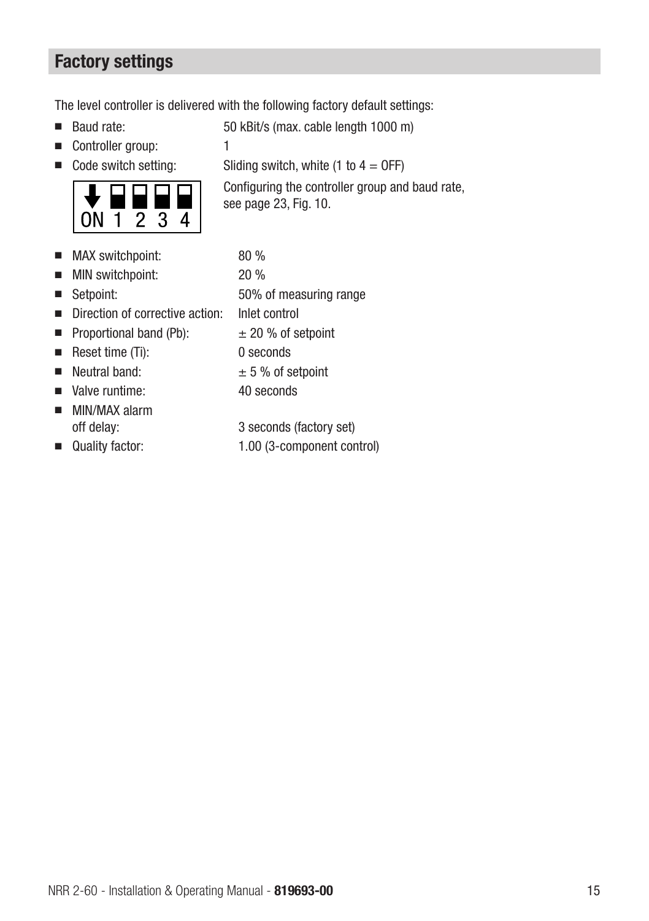## Factory settings

The level controller is delivered with the following factory default settings:

- Baud rate: 50 kBit/s (max. cable length 1000 m)
- Controller group: 1
- Code switch setting: Sliding switch, white (1 to 4 = OFF)

  ON 1 2 3 4

  Configuring the controller group and baud rate, see page 23, Fig. 10.

- MAX switchpoint: 80 %
- MIN switchpoint: 20 %
- Setpoint: 50% of measuring range
- Direction of corrective action: Inlet control
- Proportional band (Pb): ± 20 % of setpoint
- Reset time (Ti): 0 seconds
- Neutral band: ± 5 % of setpoint
- Valve runtime: 40 seconds
- MIN/MAX alarm off delay: 3 seconds (factory set)
- Quality factor: 1.00 (3-component control)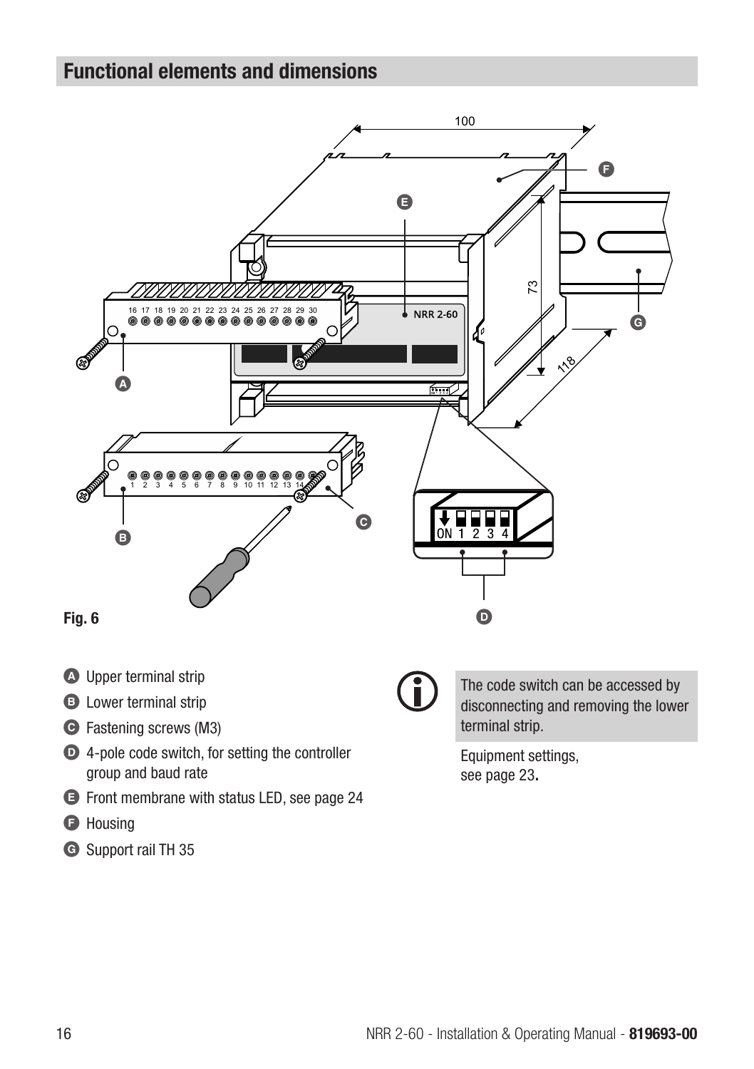## Functional elements and dimensions

Fig. 6

- **A** Upper terminal strip
- **B** Lower terminal strip
- **C** Fastening screws (M3)
- **D** 4-pole code switch, for setting the controller group and baud rate
- **E** Front membrane with status LED, see page 24
- **F** Housing
- **G** Support rail TH 35

The code switch can be accessed by disconnecting and removing the lower terminal strip.

Equipment settings, see page 23.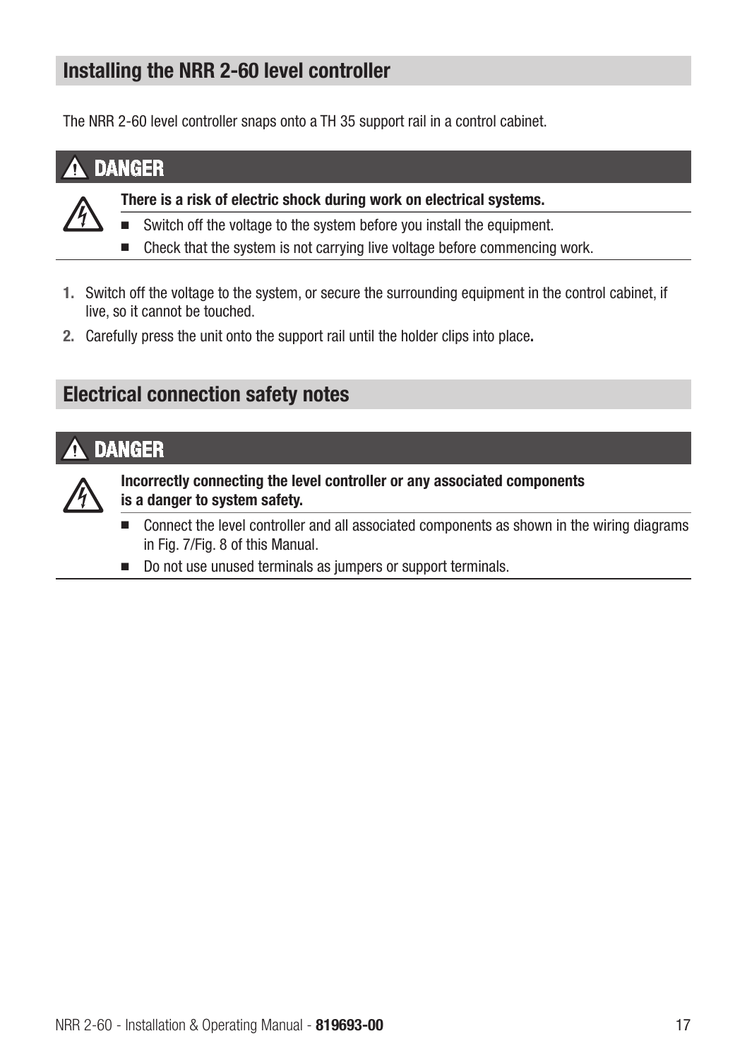## Installing the NRR 2-60 level controller

The NRR 2-60 level controller snaps onto a TH 35 support rail in a control cabinet.

### ⚠ DANGER

**There is a risk of electric shock during work on electrical systems.**

- Switch off the voltage to the system before you install the equipment.
- Check that the system is not carrying live voltage before commencing work.

1. Switch off the voltage to the system, or secure the surrounding equipment in the control cabinet, if live, so it cannot be touched.
2. Carefully press the unit onto the support rail until the holder clips into place.

## Electrical connection safety notes

### ⚠ DANGER

**Incorrectly connecting the level controller or any associated components is a danger to system safety.**

- Connect the level controller and all associated components as shown in the wiring diagrams in Fig. 7/Fig. 8 of this Manual.
- Do not use unused terminals as jumpers or support terminals.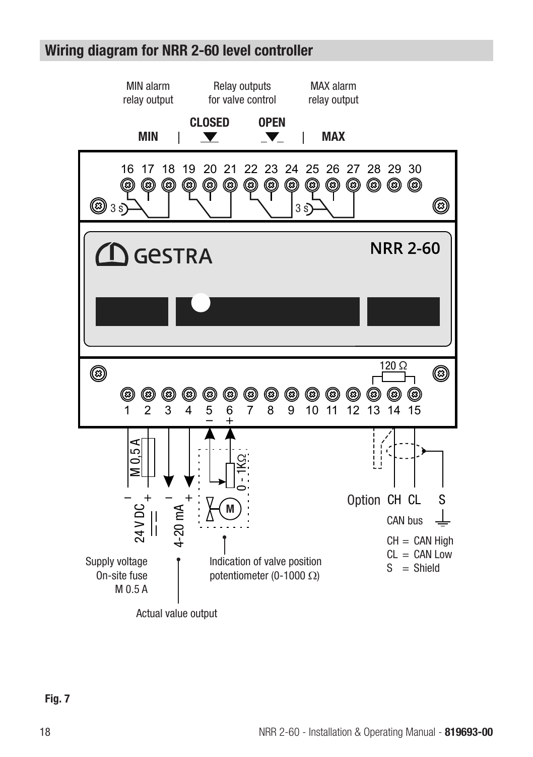## Wiring diagram for NRR 2-60 level controller

MIN alarm relay output

Relay outputs for valve control

MAX alarm relay output

**MIN** | **CLOSED** | **OPEN** | **MAX**

16 17 18 19 20 21 22 23 24 25 26 27 28 29 30

3 s

3 s

GESTRA

NRR 2-60

120 Ω

1 2 3 4 5 6 7 8 9 10 11 12 13 14 15

M 0,5 A

– + 24 V DC

– + 4-20 mA

0 - 1KΩ

M

Option CH CL S

CAN bus

CH = CAN High
CL = CAN Low
S = Shield

Supply voltage
On-site fuse
M 0.5 A

Actual value output

Indication of valve position potentiometer (0-1000 Ω)

**Fig. 7**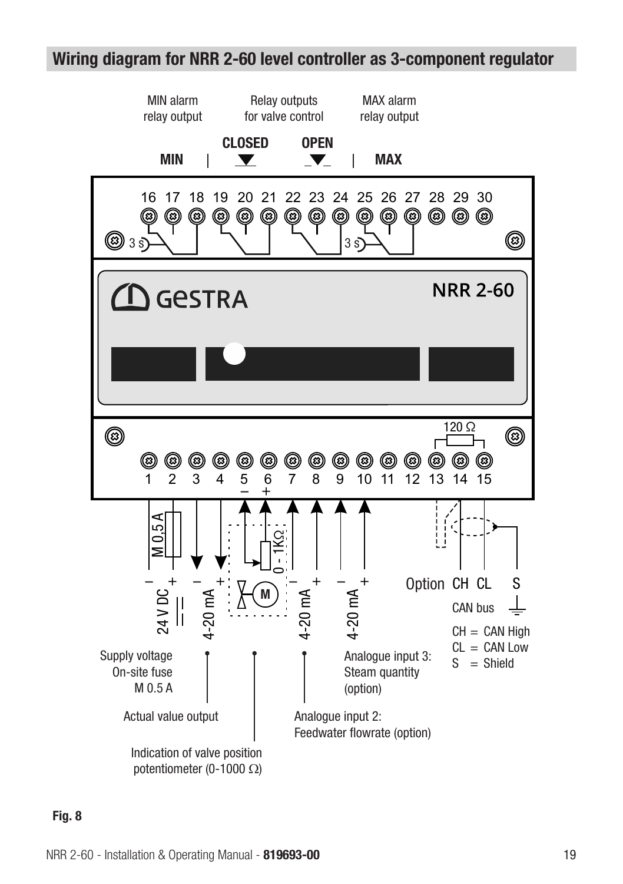## Wiring diagram for NRR 2-60 level controller as 3-component regulator

MIN alarm relay output

Relay outputs for valve control

MAX alarm relay output

**CLOSED** **OPEN**

**MIN** | | **MAX**

16 17 18 19 20 21 22 23 24 25 26 27 28 29 30

3 s 3 s

GESTRA NRR 2-60

120 Ω

1 2 3 4 5 6 7 8 9 10 11 12 13 14 15

M 0,5 A

0 - 1KΩ

24 V DC – + 4-20 mA – + M – + 4-20 mA – + 4-20 mA – +

Option CH CL S

CAN bus

CH = CAN High
CL = CAN Low
S = Shield

Supply voltage
On-site fuse
M 0.5 A

Actual value output

Indication of valve position potentiometer (0-1000 Ω)

Analogue input 2:
Feedwater flowrate (option)

Analogue input 3:
Steam quantity (option)

**Fig. 8**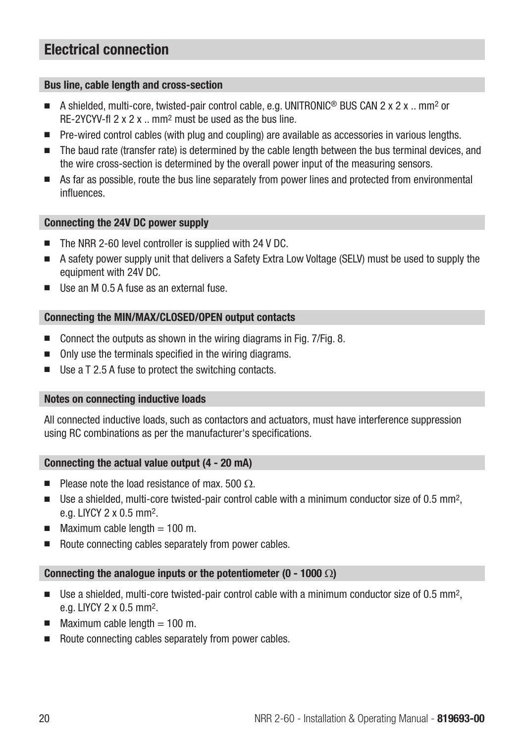# Electrical connection

### Bus line, cable length and cross-section

- A shielded, multi-core, twisted-pair control cable, e.g. UNITRONIC® BUS CAN 2 x 2 x .. $mm^2$ or RE-2YCYV-fl 2 x 2 x .. $mm^2$ must be used as the bus line.
- Pre-wired control cables (with plug and coupling) are available as accessories in various lengths.
- The baud rate (transfer rate) is determined by the cable length between the bus terminal devices, and the wire cross-section is determined by the overall power input of the measuring sensors.
- As far as possible, route the bus line separately from power lines and protected from environmental influences.

### Connecting the 24V DC power supply

- The NRR 2-60 level controller is supplied with 24 V DC.
- A safety power supply unit that delivers a Safety Extra Low Voltage (SELV) must be used to supply the equipment with 24V DC.
- Use an M 0.5 A fuse as an external fuse.

### Connecting the MIN/MAX/CLOSED/OPEN output contacts

- Connect the outputs as shown in the wiring diagrams in Fig. 7/Fig. 8.
- Only use the terminals specified in the wiring diagrams.
- Use a T 2.5 A fuse to protect the switching contacts.

### Notes on connecting inductive loads

All connected inductive loads, such as contactors and actuators, must have interference suppression using RC combinations as per the manufacturer's specifications.

### Connecting the actual value output (4 - 20 mA)

- Please note the load resistance of max. 500 $\Omega$.
- Use a shielded, multi-core twisted-pair control cable with a minimum conductor size of 0.5 $mm^2$, e.g. LIYCY 2 x 0.5 $mm^2$.
- Maximum cable length = 100 m.
- Route connecting cables separately from power cables.

### Connecting the analogue inputs or the potentiometer (0 - 1000 $\Omega$)

- Use a shielded, multi-core twisted-pair control cable with a minimum conductor size of 0.5 $mm^2$, e.g. LIYCY 2 x 0.5 $mm^2$.
- Maximum cable length = 100 m.
- Route connecting cables separately from power cables.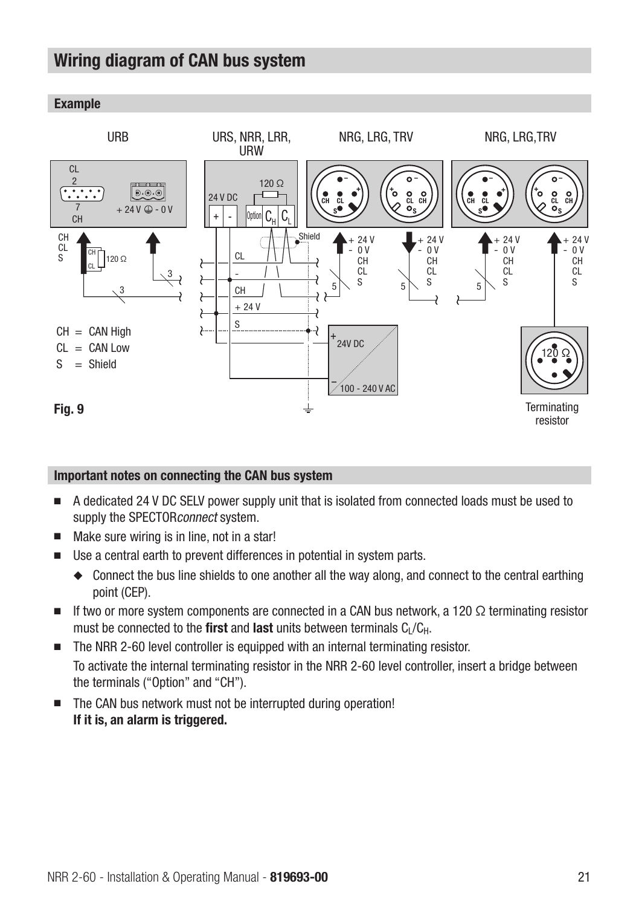# Wiring diagram of CAN bus system

## Example

CH = CAN High
CL = CAN Low
S = Shield

Fig. 9

Terminating resistor

## Important notes on connecting the CAN bus system

- A dedicated 24 V DC SELV power supply unit that is isolated from connected loads must be used to supply the SPECTOR*connect* system.
- Make sure wiring is in line, not in a star!
- Use a central earth to prevent differences in potential in system parts.
    - Connect the bus line shields to one another all the way along, and connect to the central earthing point (CEP).
- If two or more system components are connected in a CAN bus network, a 120 Ω terminating resistor must be connected to the **first** and **last** units between terminals $C_L/C_H$.
- The NRR 2-60 level controller is equipped with an internal terminating resistor.
  To activate the internal terminating resistor in the NRR 2-60 level controller, insert a bridge between the terminals ("Option" and "CH").
- The CAN bus network must not be interrupted during operation!
  **If it is, an alarm is triggered.**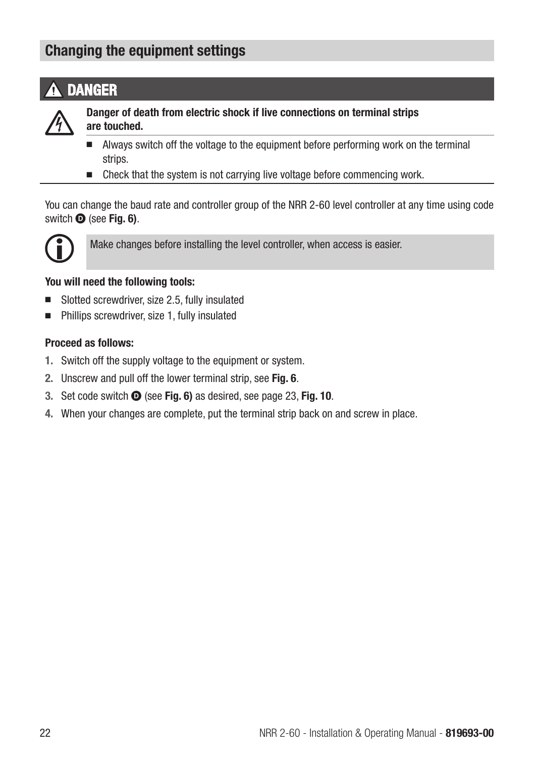## Changing the equipment settings

### ⚠ DANGER

**Danger of death from electric shock if live connections on terminal strips are touched.**

- Always switch off the voltage to the equipment before performing work on the terminal strips.
- Check that the system is not carrying live voltage before commencing work.

You can change the baud rate and controller group of the NRR 2-60 level controller at any time using code switch **D** (see **Fig. 6)**.

> Make changes before installing the level controller, when access is easier.

**You will need the following tools:**

- Slotted screwdriver, size 2.5, fully insulated
- Phillips screwdriver, size 1, fully insulated

**Proceed as follows:**

1. Switch off the supply voltage to the equipment or system.
2. Unscrew and pull off the lower terminal strip, see **Fig. 6**.
3. Set code switch **D** (see **Fig. 6)** as desired, see page 23, **Fig. 10**.
4. When your changes are complete, put the terminal strip back on and screw in place.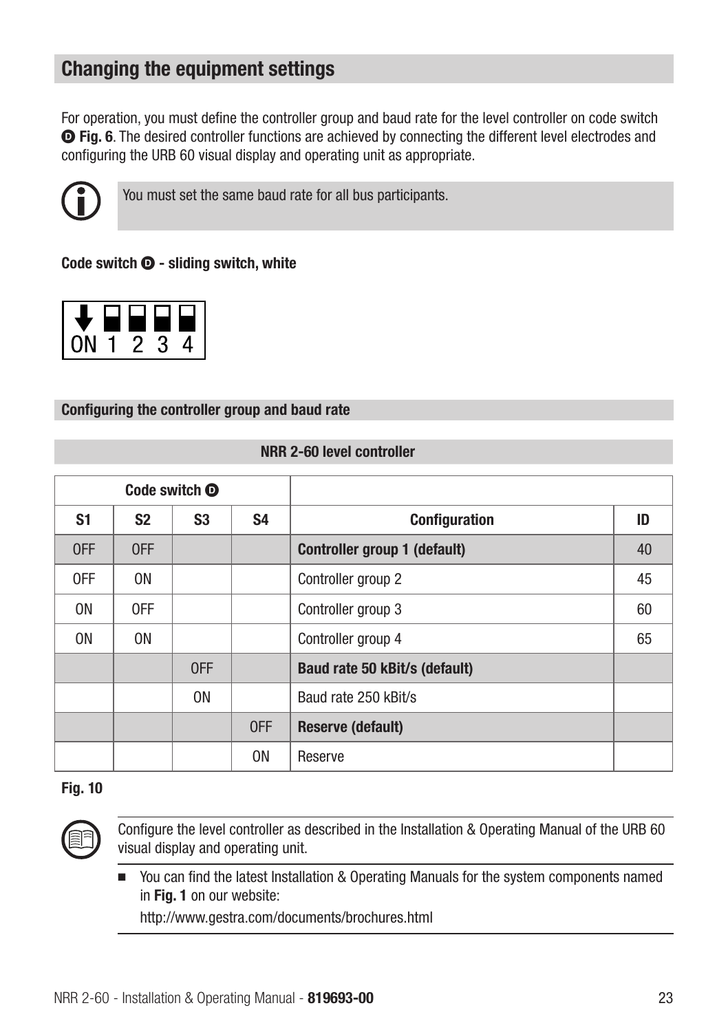## Changing the equipment settings

For operation, you must define the controller group and baud rate for the level controller on code switch **D** **Fig. 6**. The desired controller functions are achieved by connecting the different level electrodes and configuring the URB 60 visual display and operating unit as appropriate.

You must set the same baud rate for all bus participants.

**Code switch D - sliding switch, white**

ON 1 2 3 4

### Configuring the controller group and baud rate

| NRR 2-60 level controller | | | | | |
|---|---|---|---|---|---|
| Code switch **D** | | | | | |
| **S1** | **S2** | **S3** | **S4** | **Configuration** | **ID** |
| OFF | OFF | | | **Controller group 1 (default)** | 40 |
| OFF | ON | | | Controller group 2 | 45 |
| ON | OFF | | | Controller group 3 | 60 |
| ON | ON | | | Controller group 4 | 65 |
| | | OFF | | **Baud rate 50 kBit/s (default)** | |
| | | ON | | Baud rate 250 kBit/s | |
| | | | OFF | **Reserve (default)** | |
| | | | ON | Reserve | |

**Fig. 10**

Configure the level controller as described in the Installation & Operating Manual of the URB 60 visual display and operating unit.

- You can find the latest Installation & Operating Manuals for the system components named in **Fig. 1** on our website:
  http://www.gestra.com/documents/brochures.html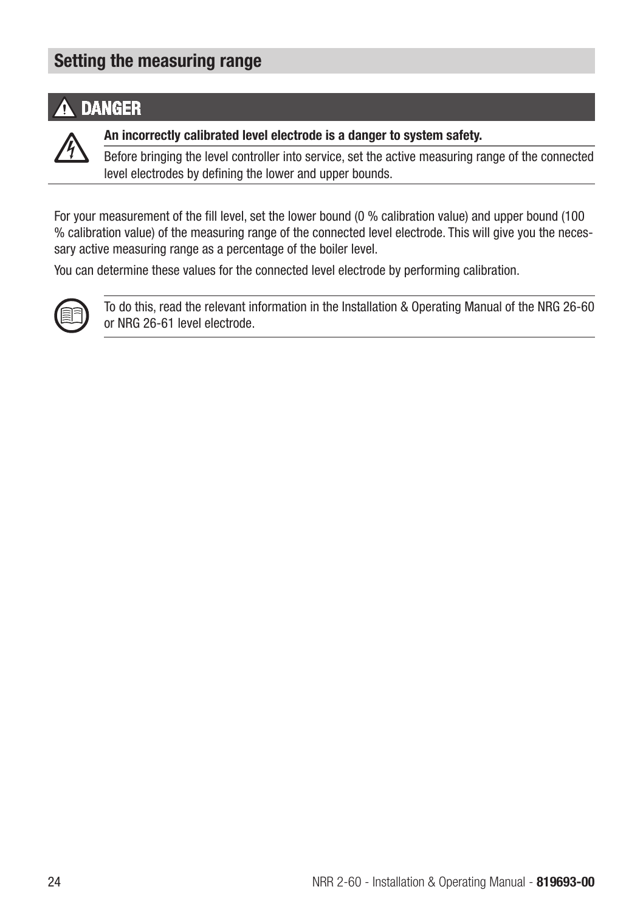## Setting the measuring range

### ⚠ DANGER

**An incorrectly calibrated level electrode is a danger to system safety.**

Before bringing the level controller into service, set the active measuring range of the connected level electrodes by defining the lower and upper bounds.

For your measurement of the fill level, set the lower bound (0 % calibration value) and upper bound (100 % calibration value) of the measuring range of the connected level electrode. This will give you the necessary active measuring range as a percentage of the boiler level.

You can determine these values for the connected level electrode by performing calibration.

To do this, read the relevant information in the Installation & Operating Manual of the NRG 26-60 or NRG 26-61 level electrode.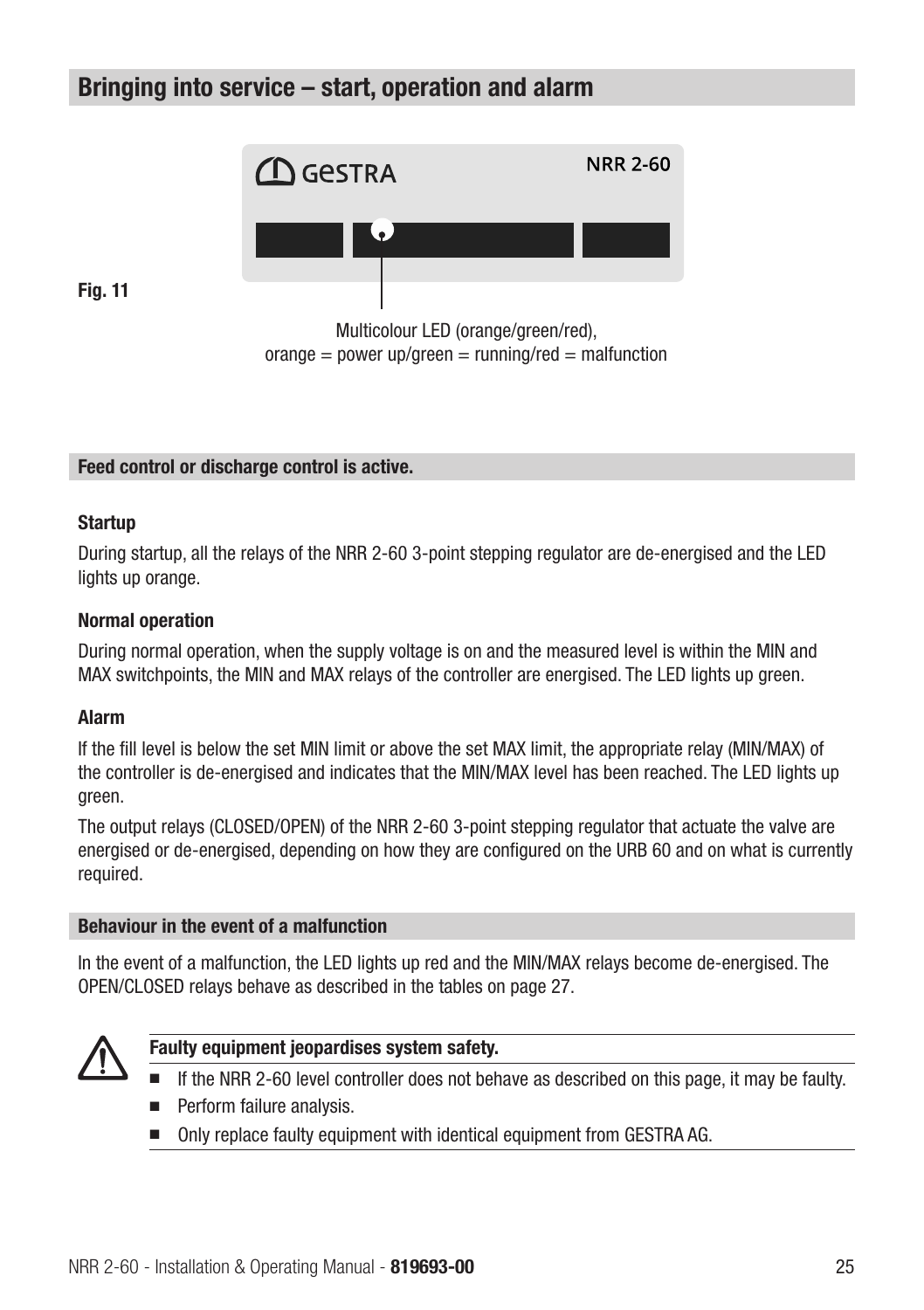## Bringing into service – start, operation and alarm

GESTRA NRR 2-60

Fig. 11

Multicolour LED (orange/green/red),
orange = power up/green = running/red = malfunction

### Feed control or discharge control is active.

**Startup**

During startup, all the relays of the NRR 2-60 3-point stepping regulator are de-energised and the LED lights up orange.

**Normal operation**

During normal operation, when the supply voltage is on and the measured level is within the MIN and MAX switchpoints, the MIN and MAX relays of the controller are energised. The LED lights up green.

**Alarm**

If the fill level is below the set MIN limit or above the set MAX limit, the appropriate relay (MIN/MAX) of the controller is de-energised and indicates that the MIN/MAX level has been reached. The LED lights up green.

The output relays (CLOSED/OPEN) of the NRR 2-60 3-point stepping regulator that actuate the valve are energised or de-energised, depending on how they are configured on the URB 60 and on what is currently required.

### Behaviour in the event of a malfunction

In the event of a malfunction, the LED lights up red and the MIN/MAX relays become de-energised. The OPEN/CLOSED relays behave as described in the tables on page 27.

**Faulty equipment jeopardises system safety.**

- If the NRR 2-60 level controller does not behave as described on this page, it may be faulty.
- Perform failure analysis.
- Only replace faulty equipment with identical equipment from GESTRA AG.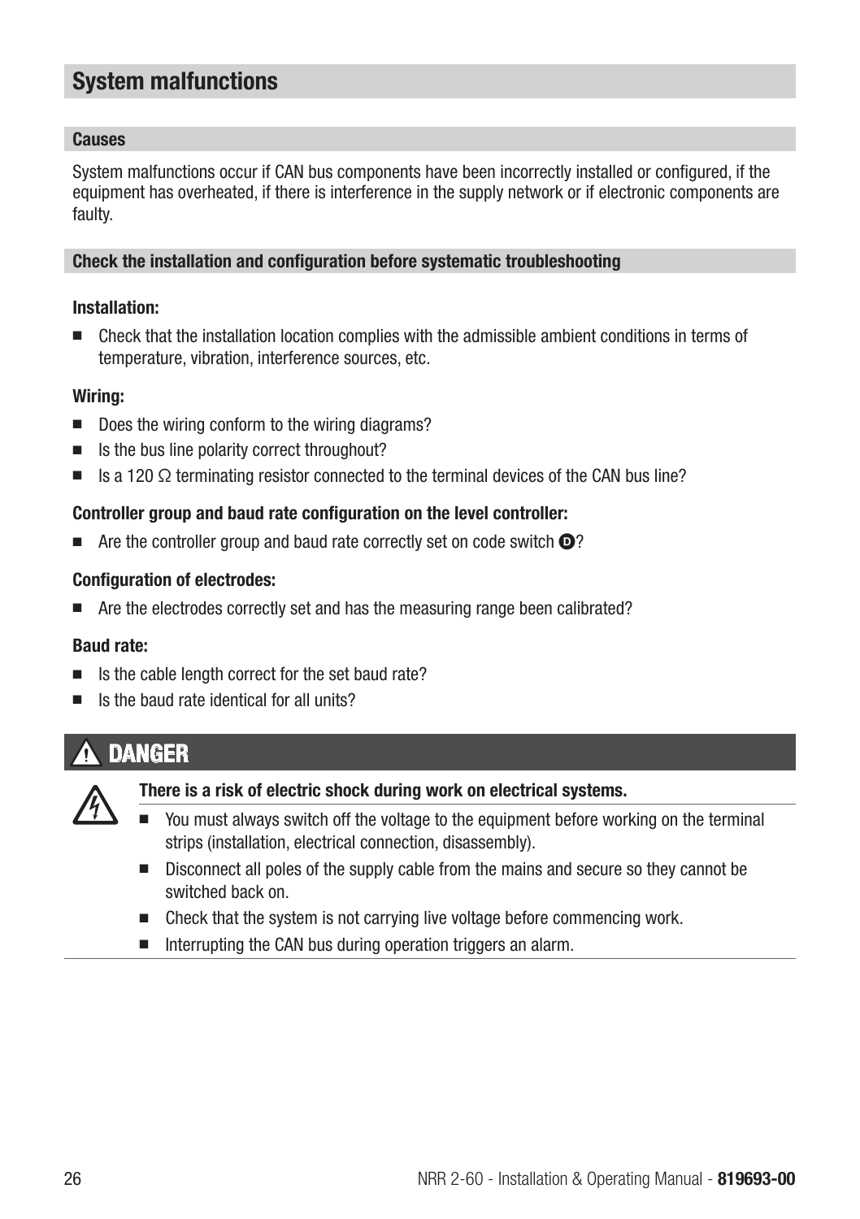## System malfunctions

### Causes

System malfunctions occur if CAN bus components have been incorrectly installed or configured, if the equipment has overheated, if there is interference in the supply network or if electronic components are faulty.

### Check the installation and configuration before systematic troubleshooting

**Installation:**

- Check that the installation location complies with the admissible ambient conditions in terms of temperature, vibration, interference sources, etc.

**Wiring:**

- Does the wiring conform to the wiring diagrams?
- Is the bus line polarity correct throughout?
- Is a 120 Ω terminating resistor connected to the terminal devices of the CAN bus line?

**Controller group and baud rate configuration on the level controller:**

- Are the controller group and baud rate correctly set on code switch D?

**Configuration of electrodes:**

- Are the electrodes correctly set and has the measuring range been calibrated?

**Baud rate:**

- Is the cable length correct for the set baud rate?
- Is the baud rate identical for all units?

### ⚠ DANGER

**There is a risk of electric shock during work on electrical systems.**

- You must always switch off the voltage to the equipment before working on the terminal strips (installation, electrical connection, disassembly).
- Disconnect all poles of the supply cable from the mains and secure so they cannot be switched back on.
- Check that the system is not carrying live voltage before commencing work.
- Interrupting the CAN bus during operation triggers an alarm.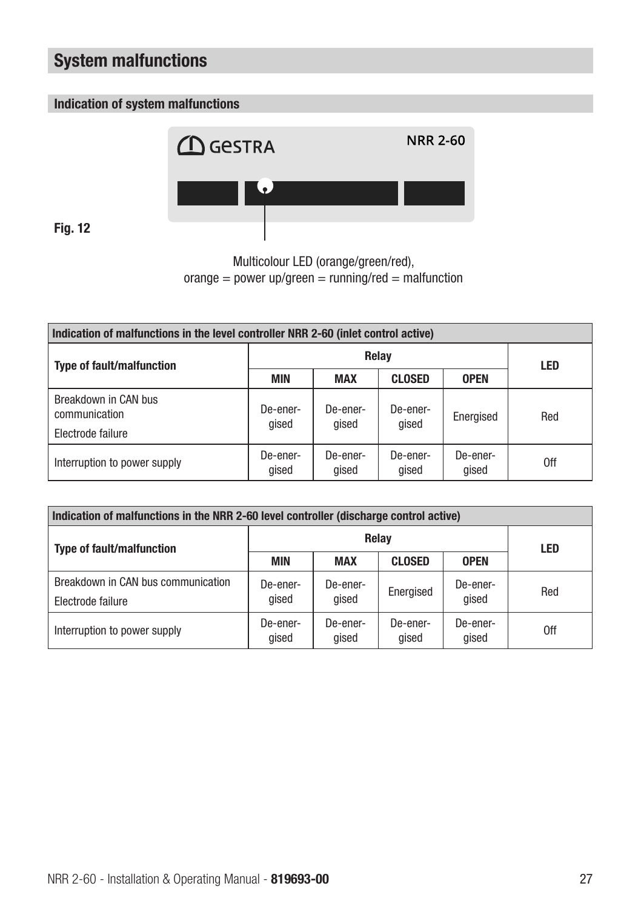# System malfunctions

## Indication of system malfunctions

Fig. 12

Multicolour LED (orange/green/red), orange = power up/green = running/red = malfunction

| Indication of malfunctions in the level controller NRR 2-60 (inlet control active) | | | | | |
|---|---|---|---|---|---|
| **Type of fault/malfunction** | **Relay** | | | | **LED** |
| | **MIN** | **MAX** | **CLOSED** | **OPEN** | |
| Breakdown in CAN bus communication<br>Electrode failure | De-energised | De-energised | De-energised | Energised | Red |
| Interruption to power supply | De-energised | De-energised | De-energised | De-energised | Off |

| Indication of malfunctions in the NRR 2-60 level controller (discharge control active) | | | | | |
|---|---|---|---|---|---|
| **Type of fault/malfunction** | **Relay** | | | | **LED** |
| | **MIN** | **MAX** | **CLOSED** | **OPEN** | |
| Breakdown in CAN bus communication<br>Electrode failure | De-energised | De-energised | Energised | De-energised | Red |
| Interruption to power supply | De-energised | De-energised | De-energised | De-energised | Off |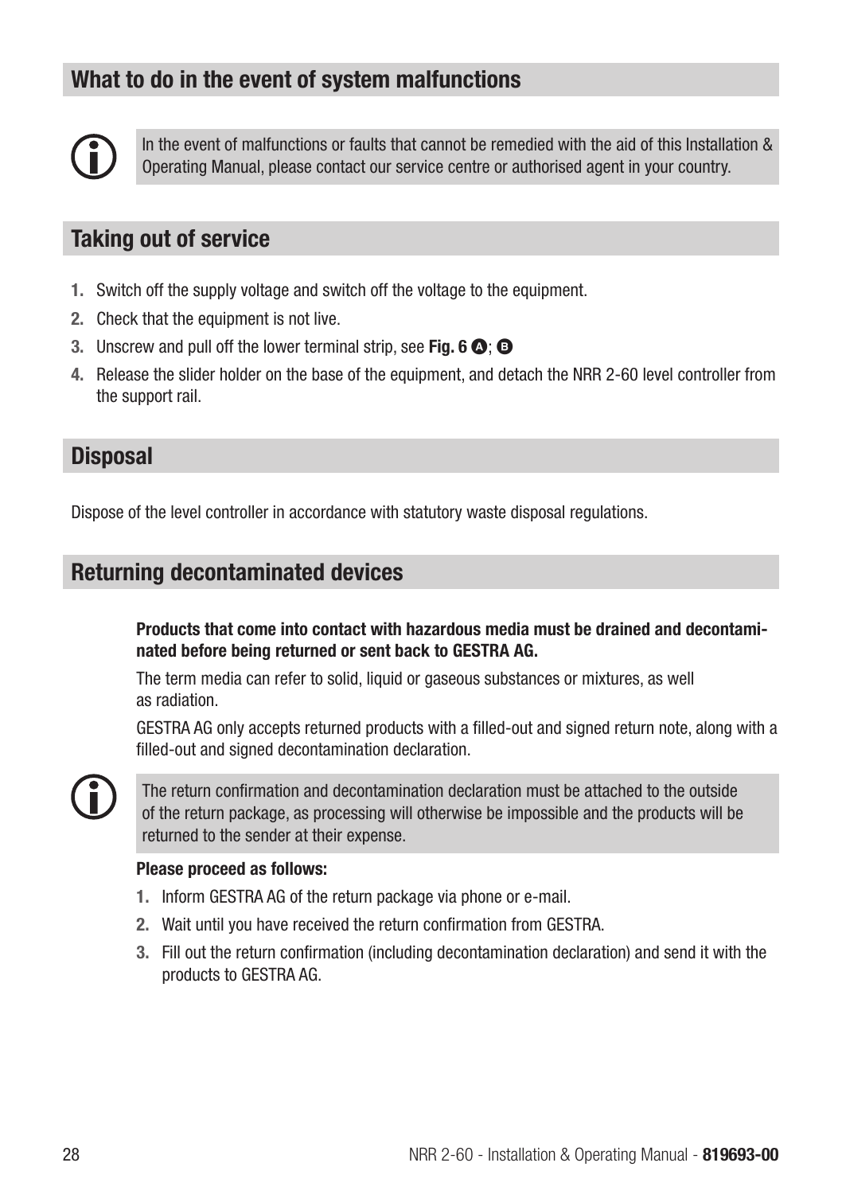## What to do in the event of system malfunctions

In the event of malfunctions or faults that cannot be remedied with the aid of this Installation & Operating Manual, please contact our service centre or authorised agent in your country.

## Taking out of service

1. Switch off the supply voltage and switch off the voltage to the equipment.
2. Check that the equipment is not live.
3. Unscrew and pull off the lower terminal strip, see **Fig. 6** Ⓐ; Ⓑ
4. Release the slider holder on the base of the equipment, and detach the NRR 2-60 level controller from the support rail.

## Disposal

Dispose of the level controller in accordance with statutory waste disposal regulations.

## Returning decontaminated devices

**Products that come into contact with hazardous media must be drained and decontaminated before being returned or sent back to GESTRA AG.**

The term media can refer to solid, liquid or gaseous substances or mixtures, as well as radiation.

GESTRA AG only accepts returned products with a filled-out and signed return note, along with a filled-out and signed decontamination declaration.

The return confirmation and decontamination declaration must be attached to the outside of the return package, as processing will otherwise be impossible and the products will be returned to the sender at their expense.

**Please proceed as follows:**

1. Inform GESTRA AG of the return package via phone or e-mail.
2. Wait until you have received the return confirmation from GESTRA.
3. Fill out the return confirmation (including decontamination declaration) and send it with the products to GESTRA AG.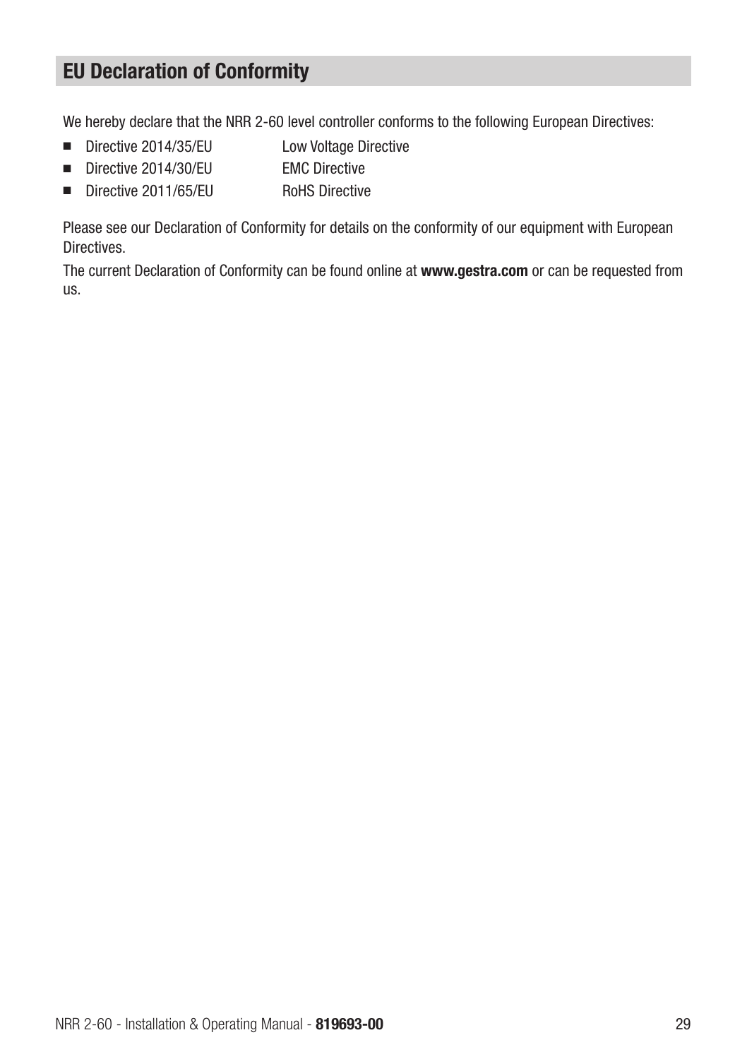## EU Declaration of Conformity

We hereby declare that the NRR 2-60 level controller conforms to the following European Directives:

- Directive 2014/35/EU Low Voltage Directive
- Directive 2014/30/EU EMC Directive
- Directive 2011/65/EU RoHS Directive

Please see our Declaration of Conformity for details on the conformity of our equipment with European Directives.

The current Declaration of Conformity can be found online at **www.gestra.com** or can be requested from us.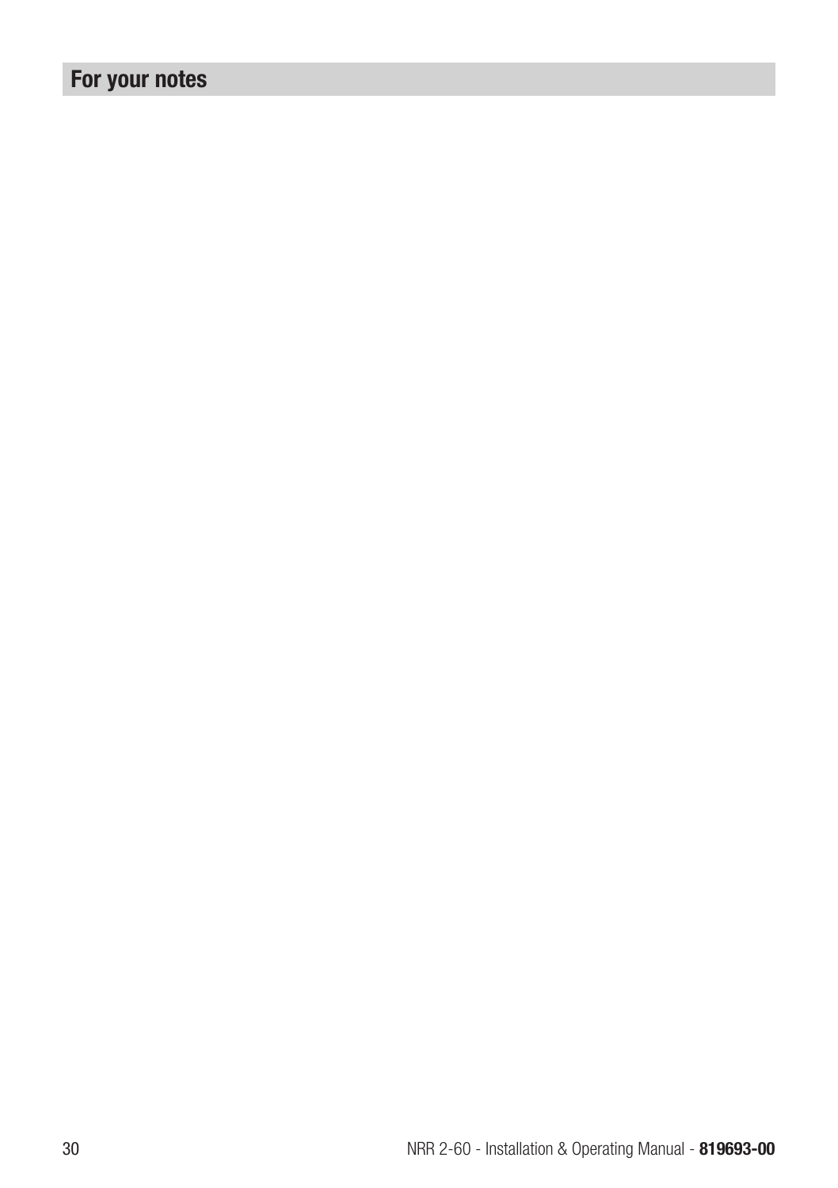# For your notes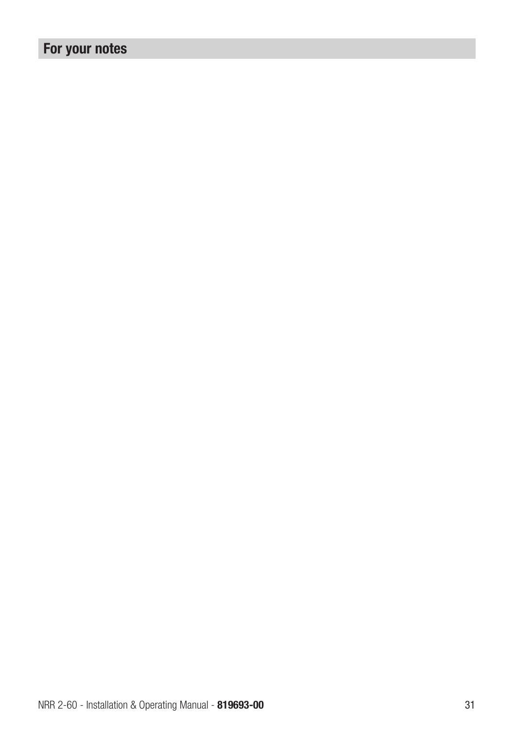## For your notes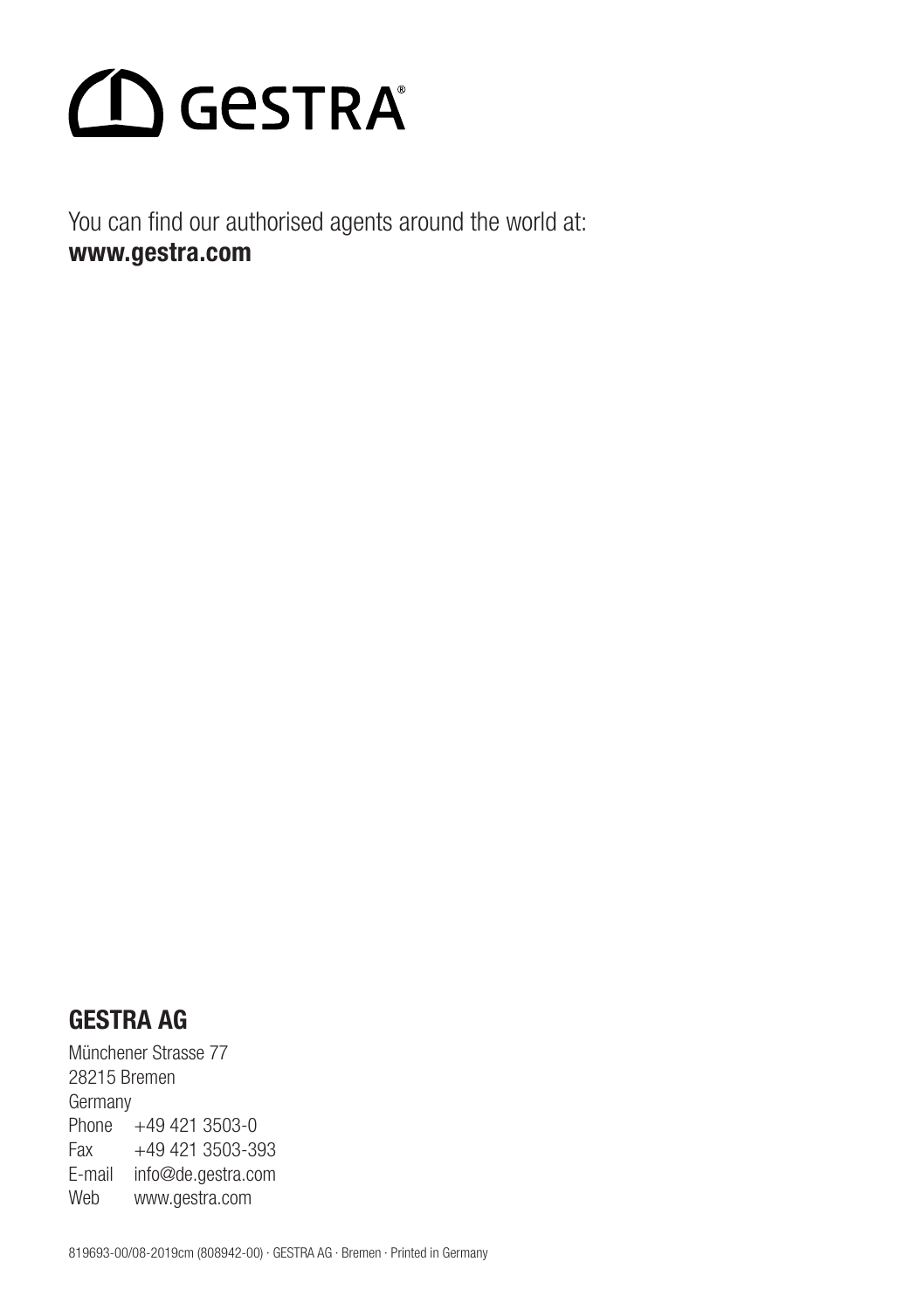GESTRA®

You can find our authorised agents around the world at:
**www.gestra.com**

## GESTRA AG

Münchener Strasse 77
28215 Bremen
Germany

| | |
|---|---|
| Phone | +49 421 3503-0 |
| Fax | +49 421 3503-393 |
| E-mail | info@de.gestra.com |
| Web | www.gestra.com |

819693-00/08-2019cm (808942-00) · GESTRA AG · Bremen · Printed in Germany